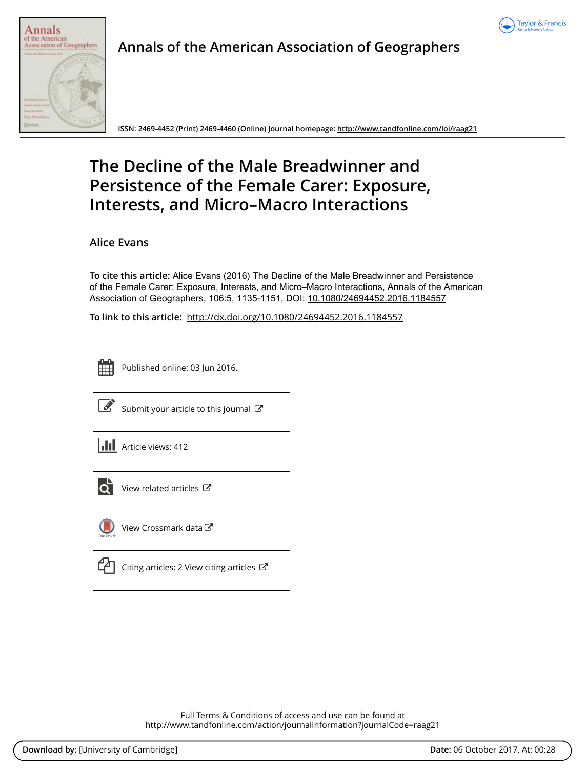# Annals of the American Association of Geographers

ISSN: 2469-4452 (Print) 2469-4460 (Online) Journal homepage: http://www.tandfonline.com/loi/raag21

# The Decline of the Male Breadwinner and Persistence of the Female Carer: Exposure, Interests, and Micro–Macro Interactions

**Alice Evans**

**To cite this article:** Alice Evans (2016) The Decline of the Male Breadwinner and Persistence of the Female Carer: Exposure, Interests, and Micro–Macro Interactions, Annals of the American Association of Geographers, 106:5, 1135-1151, DOI: 10.1080/24694452.2016.1184557

**To link to this article:** http://dx.doi.org/10.1080/24694452.2016.1184557

Published online: 03 Jun 2016.

Submit your article to this journal

Article views: 412

View related articles

View Crossmark data

Citing articles: 2 View citing articles

Full Terms & Conditions of access and use can be found at
http://www.tandfonline.com/action/journalInformation?journalCode=raag21

**Download by:** [University of Cambridge] **Date:** 06 October 2017, At: 00:28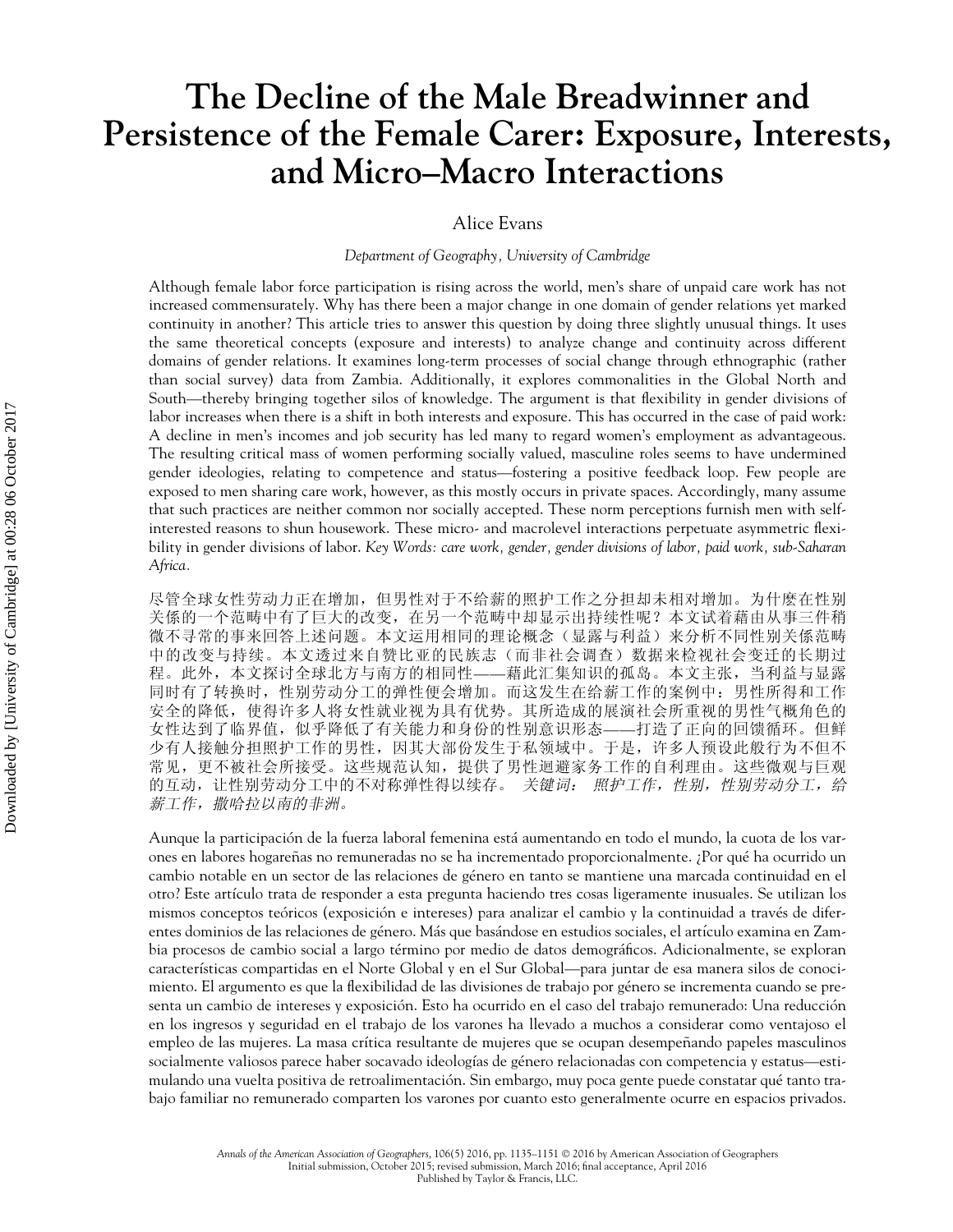# The Decline of the Male Breadwinner and Persistence of the Female Carer: Exposure, Interests, and Micro–Macro Interactions

Alice Evans

*Department of Geography, University of Cambridge*

Although female labor force participation is rising across the world, men's share of unpaid care work has not increased commensurately. Why has there been a major change in one domain of gender relations yet marked continuity in another? This article tries to answer this question by doing three slightly unusual things. It uses the same theoretical concepts (exposure and interests) to analyze change and continuity across different domains of gender relations. It examines long-term processes of social change through ethnographic (rather than social survey) data from Zambia. Additionally, it explores commonalities in the Global North and South—thereby bringing together silos of knowledge. The argument is that flexibility in gender divisions of labor increases when there is a shift in both interests and exposure. This has occurred in the case of paid work: A decline in men's incomes and job security has led many to regard women's employment as advantageous. The resulting critical mass of women performing socially valued, masculine roles seems to have undermined gender ideologies, relating to competence and status—fostering a positive feedback loop. Few people are exposed to men sharing care work, however, as this mostly occurs in private spaces. Accordingly, many assume that such practices are neither common nor socially accepted. These norm perceptions furnish men with self-interested reasons to shun housework. These micro- and macrolevel interactions perpetuate asymmetric flexibility in gender divisions of labor. *Key Words: care work, gender, gender divisions of labor, paid work, sub-Saharan Africa.*

尽管全球女性劳动力正在增加，但男性对于不给薪的照护工作之分担却未相对增加。为什麼在性别关係的一个范畴中有了巨大的改变，在另一个范畴中却显示出持续性呢？本文试着藉由从事三件稍微不寻常的事来回答上述问题。本文运用相同的理论概念（显露与利益）来分析不同性别关係范畴中的改变与持续。本文透过来自赞比亚的民族志（而非社会调查）数据来检视社会变迁的长期过程。此外，本文探讨全球北方与南方的相同性——藉此汇集知识的孤岛。本文主张，当利益与显露同时有了转换时，性别劳动分工的弹性便会增加。而这发生在给薪工作的案例中：男性所得和工作安全的降低，使得许多人将女性就业视为具有优势。其所造成的展演社会所重视的男性气概角色的女性达到了临界值，似乎降低了有关能力和身份的性别意识形态——打造了正向的回馈循环。但鲜少有人接触分担照护工作的男性，因其大部份发生于私领域中。于是，许多人预设此般行为不但不常见，更不被社会所接受。这些规范认知，提供了男性迴避家务工作的自利理由。这些微观与巨观的互动，让性别劳动分工中的不对称弹性得以续存。 *关键词：照护工作，性别，性别劳动分工，给薪工作，撒哈拉以南的非洲。*

Aunque la participación de la fuerza laboral femenina está aumentando en todo el mundo, la cuota de los varones en labores hogareñas no remuneradas no se ha incrementado proporcionalmente. ¿Por qué ha ocurrido un cambio notable en un sector de las relaciones de género en tanto se mantiene una marcada continuidad en el otro? Este artículo trata de responder a esta pregunta haciendo tres cosas ligeramente inusuales. Se utilizan los mismos conceptos teóricos (exposición e intereses) para analizar el cambio y la continuidad a través de diferentes dominios de las relaciones de género. Más que basándose en estudios sociales, el artículo examina en Zambia procesos de cambio social a largo término por medio de datos demográficos. Adicionalmente, se exploran características compartidas en el Norte Global y en el Sur Global—para juntar de esa manera silos de conocimiento. El argumento es que la flexibilidad de las divisiones de trabajo por género se incrementa cuando se presenta un cambio de intereses y exposición. Esto ha ocurrido en el caso del trabajo remunerado: Una reducción en los ingresos y seguridad en el trabajo de los varones ha llevado a muchos a considerar como ventajoso el empleo de las mujeres. La masa crítica resultante de mujeres que se ocupan desempeñando papeles masculinos socialmente valiosos parece haber socavado ideologías de género relacionadas con competencia y estatus—estimulando una vuelta positiva de retroalimentación. Sin embargo, muy poca gente puede constatar qué tanto trabajo familiar no remunerado comparten los varones por cuanto esto generalmente ocurre en espacios privados.

Initial submission, October 2015; revised submission, March 2016; final acceptance, April 2016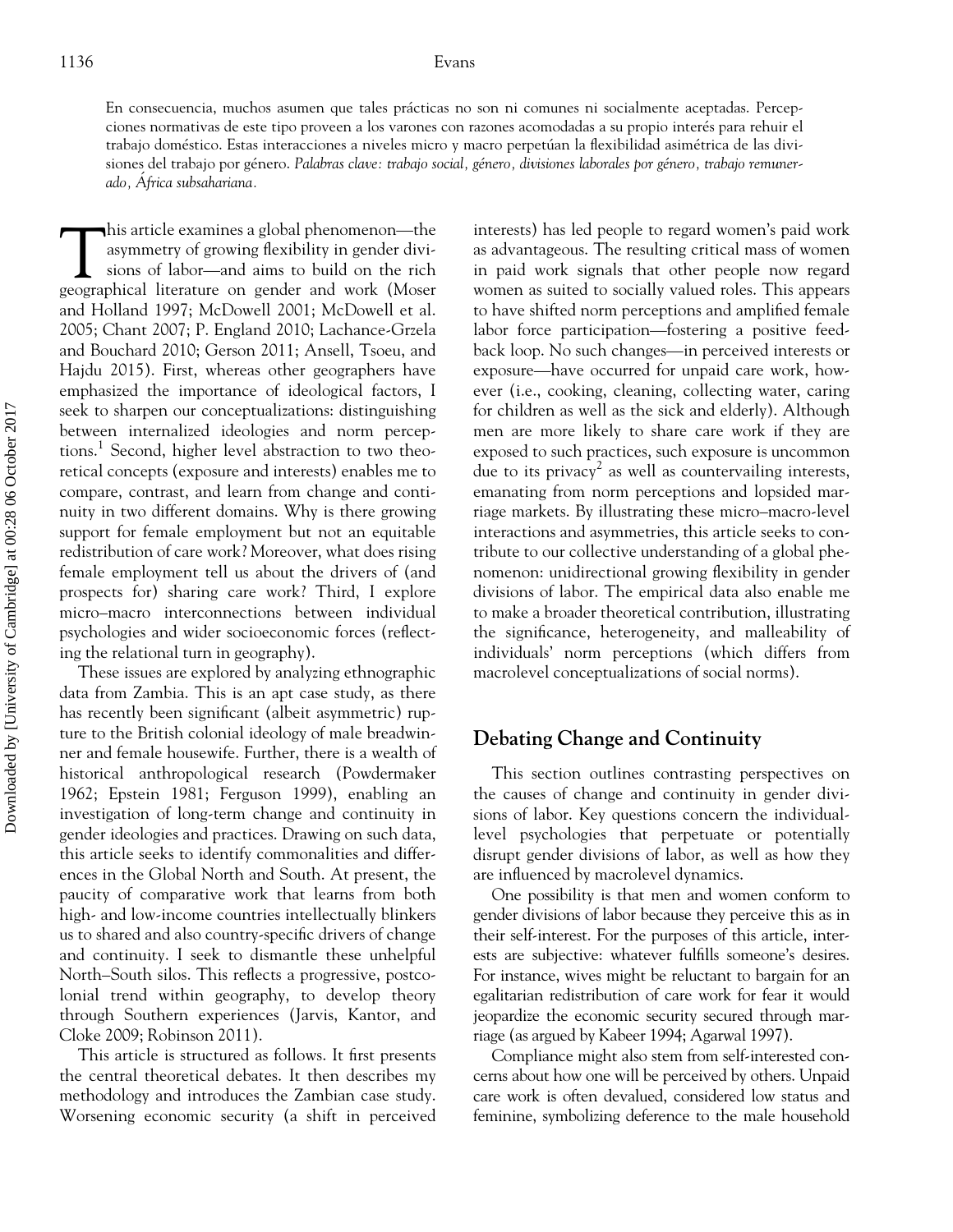En consecuencia, muchos asumen que tales prácticas no son ni comunes ni socialmente aceptadas. Percepciones normativas de este tipo proveen a los varones con razones acomodadas a su propio interés para rehuir el trabajo doméstico. Estas interacciones a niveles micro y macro perpetúan la flexibilidad asimétrica de las divisiones del trabajo por género. *Palabras clave: trabajo social, género, divisiones laborales por género, trabajo remunerado, África subsahariana.*

This article examines a global phenomenon—the asymmetry of growing flexibility in gender divisions of labor—and aims to build on the rich geographical literature on gender and work (Moser and Holland 1997; McDowell 2001; McDowell et al. 2005; Chant 2007; P. England 2010; Lachance-Grzela and Bouchard 2010; Gerson 2011; Ansell, Tsoeu, and Hajdu 2015). First, whereas other geographers have emphasized the importance of ideological factors, I seek to sharpen our conceptualizations: distinguishing between internalized ideologies and norm perceptions.[1] Second, higher level abstraction to two theoretical concepts (exposure and interests) enables me to compare, contrast, and learn from change and continuity in two different domains. Why is there growing support for female employment but not an equitable redistribution of care work? Moreover, what does rising female employment tell us about the drivers of (and prospects for) sharing care work? Third, I explore micro–macro interconnections between individual psychologies and wider socioeconomic forces (reflecting the relational turn in geography).

These issues are explored by analyzing ethnographic data from Zambia. This is an apt case study, as there has recently been significant (albeit asymmetric) rupture to the British colonial ideology of male breadwinner and female housewife. Further, there is a wealth of historical anthropological research (Powdermaker 1962; Epstein 1981; Ferguson 1999), enabling an investigation of long-term change and continuity in gender ideologies and practices. Drawing on such data, this article seeks to identify commonalities and differences in the Global North and South. At present, the paucity of comparative work that learns from both high- and low-income countries intellectually blinkers us to shared and also country-specific drivers of change and continuity. I seek to dismantle these unhelpful North–South silos. This reflects a progressive, postcolonial trend within geography, to develop theory through Southern experiences (Jarvis, Kantor, and Cloke 2009; Robinson 2011).

This article is structured as follows. It first presents the central theoretical debates. It then describes my methodology and introduces the Zambian case study. Worsening economic security (a shift in perceived interests) has led people to regard women's paid work as advantageous. The resulting critical mass of women in paid work signals that other people now regard women as suited to socially valued roles. This appears to have shifted norm perceptions and amplified female labor force participation—fostering a positive feedback loop. No such changes—in perceived interests or exposure—have occurred for unpaid care work, however (i.e., cooking, cleaning, collecting water, caring for children as well as the sick and elderly). Although men are more likely to share care work if they are exposed to such practices, such exposure is uncommon due to its privacy[2] as well as countervailing interests, emanating from norm perceptions and lopsided marriage markets. By illustrating these micro–macro-level interactions and asymmetries, this article seeks to contribute to our collective understanding of a global phenomenon: unidirectional growing flexibility in gender divisions of labor. The empirical data also enable me to make a broader theoretical contribution, illustrating the significance, heterogeneity, and malleability of individuals' norm perceptions (which differs from macrolevel conceptualizations of social norms).

## Debating Change and Continuity

This section outlines contrasting perspectives on the causes of change and continuity in gender divisions of labor. Key questions concern the individual-level psychologies that perpetuate or potentially disrupt gender divisions of labor, as well as how they are influenced by macrolevel dynamics.

One possibility is that men and women conform to gender divisions of labor because they perceive this as in their self-interest. For the purposes of this article, interests are subjective: whatever fulfills someone's desires. For instance, wives might be reluctant to bargain for an egalitarian redistribution of care work for fear it would jeopardize the economic security secured through marriage (as argued by Kabeer 1994; Agarwal 1997).

Compliance might also stem from self-interested concerns about how one will be perceived by others. Unpaid care work is often devalued, considered low status and feminine, symbolizing deference to the male household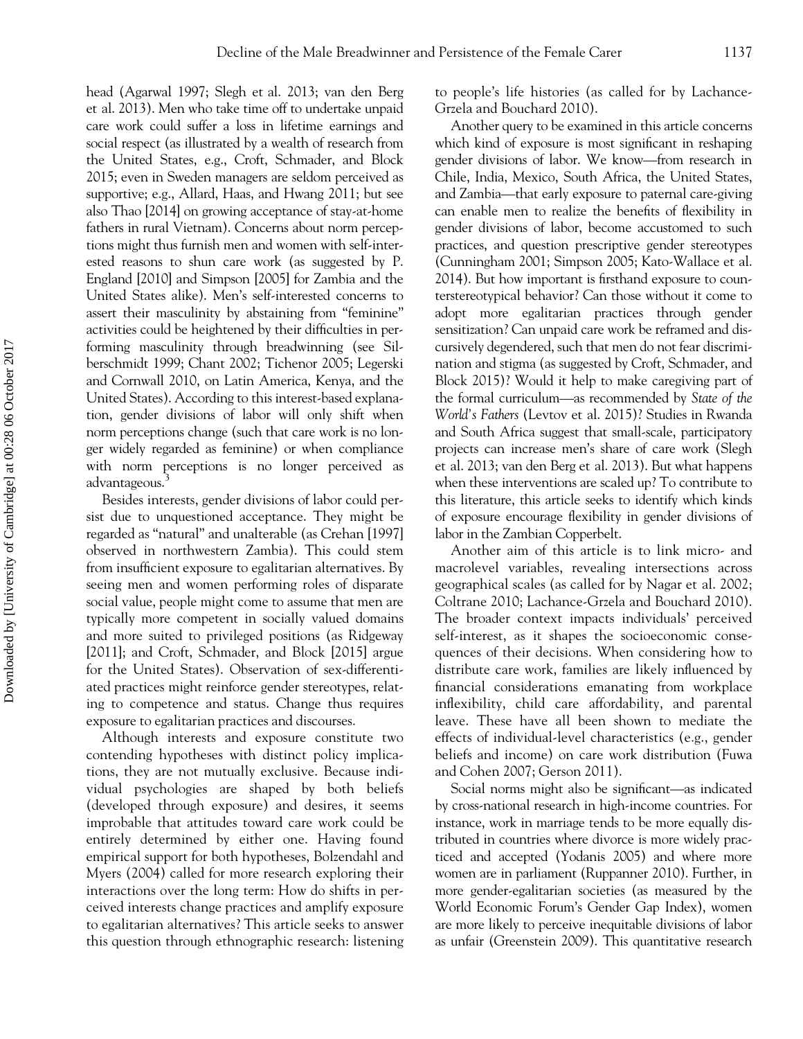head (Agarwal 1997; Slegh et al. 2013; van den Berg et al. 2013). Men who take time off to undertake unpaid care work could suffer a loss in lifetime earnings and social respect (as illustrated by a wealth of research from the United States, e.g., Croft, Schmader, and Block 2015; even in Sweden managers are seldom perceived as supportive; e.g., Allard, Haas, and Hwang 2011; but see also Thao [2014] on growing acceptance of stay-at-home fathers in rural Vietnam). Concerns about norm perceptions might thus furnish men and women with self-interested reasons to shun care work (as suggested by P. England [2010] and Simpson [2005] for Zambia and the United States alike). Men's self-interested concerns to assert their masculinity by abstaining from "feminine" activities could be heightened by their difficulties in performing masculinity through breadwinning (see Silberschmidt 1999; Chant 2002; Tichenor 2005; Legerski and Cornwall 2010, on Latin America, Kenya, and the United States). According to this interest-based explanation, gender divisions of labor will only shift when norm perceptions change (such that care work is no longer widely regarded as feminine) or when compliance with norm perceptions is no longer perceived as advantageous.[3]

Besides interests, gender divisions of labor could persist due to unquestioned acceptance. They might be regarded as "natural" and unalterable (as Crehan [1997] observed in northwestern Zambia). This could stem from insufficient exposure to egalitarian alternatives. By seeing men and women performing roles of disparate social value, people might come to assume that men are typically more competent in socially valued domains and more suited to privileged positions (as Ridgeway [2011]; and Croft, Schmader, and Block [2015] argue for the United States). Observation of sex-differentiated practices might reinforce gender stereotypes, relating to competence and status. Change thus requires exposure to egalitarian practices and discourses.

Although interests and exposure constitute two contending hypotheses with distinct policy implications, they are not mutually exclusive. Because individual psychologies are shaped by both beliefs (developed through exposure) and desires, it seems improbable that attitudes toward care work could be entirely determined by either one. Having found empirical support for both hypotheses, Bolzendahl and Myers (2004) called for more research exploring their interactions over the long term: How do shifts in perceived interests change practices and amplify exposure to egalitarian alternatives? This article seeks to answer this question through ethnographic research: listening to people's life histories (as called for by Lachance-Grzela and Bouchard 2010).

Another query to be examined in this article concerns which kind of exposure is most significant in reshaping gender divisions of labor. We know—from research in Chile, India, Mexico, South Africa, the United States, and Zambia—that early exposure to paternal care-giving can enable men to realize the benefits of flexibility in gender divisions of labor, become accustomed to such practices, and question prescriptive gender stereotypes (Cunningham 2001; Simpson 2005; Kato-Wallace et al. 2014). But how important is firsthand exposure to counterstereotypical behavior? Can those without it come to adopt more egalitarian practices through gender sensitization? Can unpaid care work be reframed and discursively degendered, such that men do not fear discrimination and stigma (as suggested by Croft, Schmader, and Block 2015)? Would it help to make caregiving part of the formal curriculum—as recommended by *State of the World's Fathers* (Levtov et al. 2015)? Studies in Rwanda and South Africa suggest that small-scale, participatory projects can increase men's share of care work (Slegh et al. 2013; van den Berg et al. 2013). But what happens when these interventions are scaled up? To contribute to this literature, this article seeks to identify which kinds of exposure encourage flexibility in gender divisions of labor in the Zambian Copperbelt.

Another aim of this article is to link micro- and macrolevel variables, revealing intersections across geographical scales (as called for by Nagar et al. 2002; Coltrane 2010; Lachance-Grzela and Bouchard 2010). The broader context impacts individuals' perceived self-interest, as it shapes the socioeconomic consequences of their decisions. When considering how to distribute care work, families are likely influenced by financial considerations emanating from workplace inflexibility, child care affordability, and parental leave. These have all been shown to mediate the effects of individual-level characteristics (e.g., gender beliefs and income) on care work distribution (Fuwa and Cohen 2007; Gerson 2011).

Social norms might also be significant—as indicated by cross-national research in high-income countries. For instance, work in marriage tends to be more equally distributed in countries where divorce is more widely practiced and accepted (Yodanis 2005) and where more women are in parliament (Ruppanner 2010). Further, in more gender-egalitarian societies (as measured by the World Economic Forum's Gender Gap Index), women are more likely to perceive inequitable divisions of labor as unfair (Greenstein 2009). This quantitative research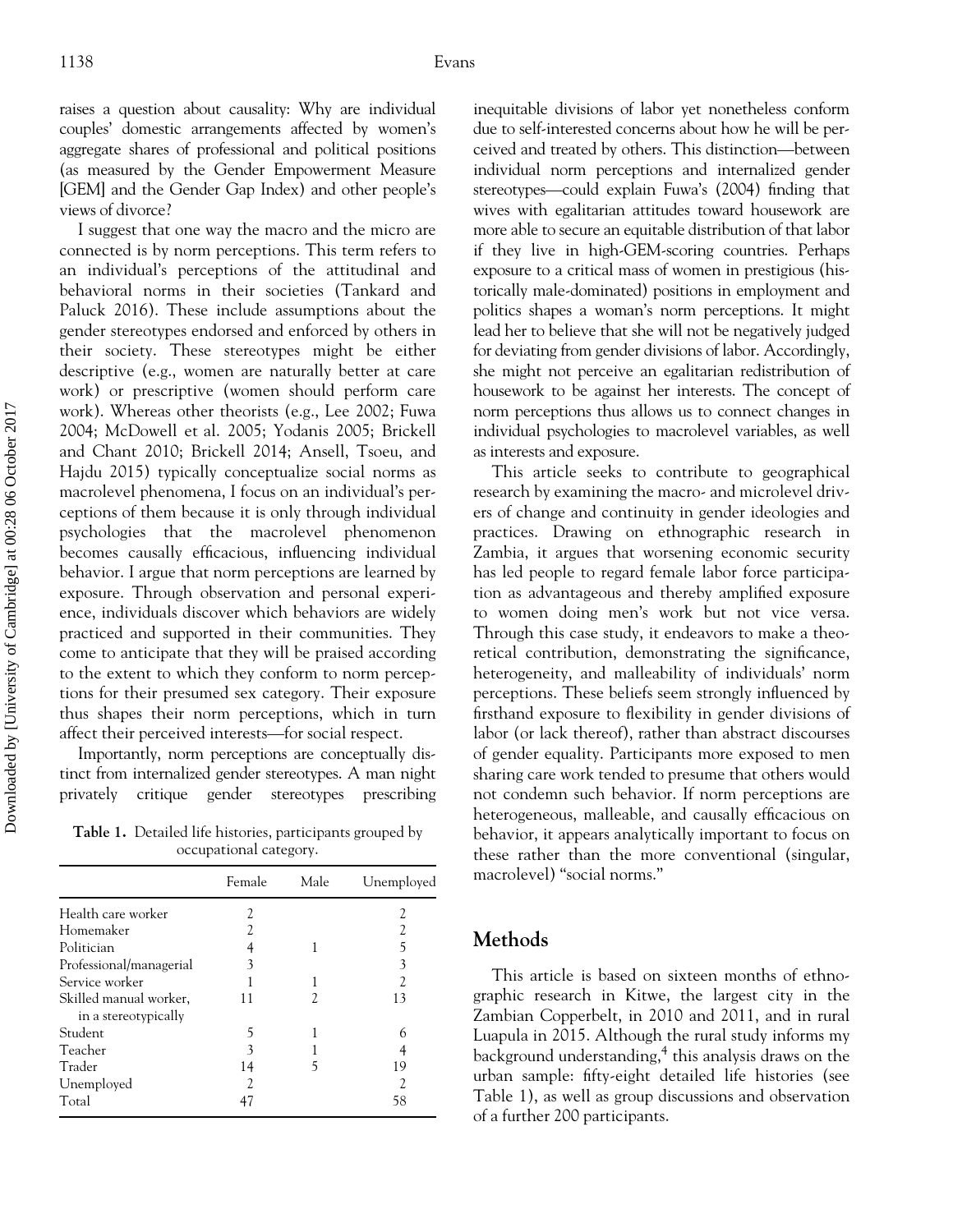raises a question about causality: Why are individual couples' domestic arrangements affected by women's aggregate shares of professional and political positions (as measured by the Gender Empowerment Measure [GEM] and the Gender Gap Index) and other people's views of divorce?

I suggest that one way the macro and the micro are connected is by norm perceptions. This term refers to an individual's perceptions of the attitudinal and behavioral norms in their societies (Tankard and Paluck 2016). These include assumptions about the gender stereotypes endorsed and enforced by others in their society. These stereotypes might be either descriptive (e.g., women are naturally better at care work) or prescriptive (women should perform care work). Whereas other theorists (e.g., Lee 2002; Fuwa 2004; McDowell et al. 2005; Yodanis 2005; Brickell and Chant 2010; Brickell 2014; Ansell, Tsoeu, and Hajdu 2015) typically conceptualize social norms as macrolevel phenomena, I focus on an individual's perceptions of them because it is only through individual psychologies that the macrolevel phenomenon becomes causally efficacious, influencing individual behavior. I argue that norm perceptions are learned by exposure. Through observation and personal experience, individuals discover which behaviors are widely practiced and supported in their communities. They come to anticipate that they will be praised according to the extent to which they conform to norm perceptions for their presumed sex category. Their exposure thus shapes their norm perceptions, which in turn affect their perceived interests—for social respect.

Importantly, norm perceptions are conceptually distinct from internalized gender stereotypes. A man night privately critique gender stereotypes prescribing inequitable divisions of labor yet nonetheless conform due to self-interested concerns about how he will be perceived and treated by others. This distinction—between individual norm perceptions and internalized gender stereotypes—could explain Fuwa's (2004) finding that wives with egalitarian attitudes toward housework are more able to secure an equitable distribution of that labor if they live in high-GEM-scoring countries. Perhaps exposure to a critical mass of women in prestigious (historically male-dominated) positions in employment and politics shapes a woman's norm perceptions. It might lead her to believe that she will not be negatively judged for deviating from gender divisions of labor. Accordingly, she might not perceive an egalitarian redistribution of housework to be against her interests. The concept of norm perceptions thus allows us to connect changes in individual psychologies to macrolevel variables, as well as interests and exposure.

This article seeks to contribute to geographical research by examining the macro- and microlevel drivers of change and continuity in gender ideologies and practices. Drawing on ethnographic research in Zambia, it argues that worsening economic security has led people to regard female labor force participation as advantageous and thereby amplified exposure to women doing men's work but not vice versa. Through this case study, it endeavors to make a theoretical contribution, demonstrating the significance, heterogeneity, and malleability of individuals' norm perceptions. These beliefs seem strongly influenced by firsthand exposure to flexibility in gender divisions of labor (or lack thereof), rather than abstract discourses of gender equality. Participants more exposed to men sharing care work tended to presume that others would not condemn such behavior. If norm perceptions are heterogeneous, malleable, and causally efficacious on behavior, it appears analytically important to focus on these rather than the more conventional (singular, macrolevel) "social norms."

**Table 1.** Detailed life histories, participants grouped by occupational category.

| | Female | Male | Unemployed |
|---|---|---|---|
| Health care worker | 2 | | 2 |
| Homemaker | 2 | | 2 |
| Politician | 4 | 1 | 5 |
| Professional/managerial | 3 | | 3 |
| Service worker | 1 | 1 | 2 |
| Skilled manual worker, in a stereotypically | 11 | 2 | 13 |
| Student | 5 | 1 | 6 |
| Teacher | 3 | 1 | 4 |
| Trader | 14 | 5 | 19 |
| Unemployed | 2 | | 2 |
| Total | 47 | | 58 |

## Methods

This article is based on sixteen months of ethnographic research in Kitwe, the largest city in the Zambian Copperbelt, in 2010 and 2011, and in rural Luapula in 2015. Although the rural study informs my background understanding,[4] this analysis draws on the urban sample: fifty-eight detailed life histories (see Table 1), as well as group discussions and observation of a further 200 participants.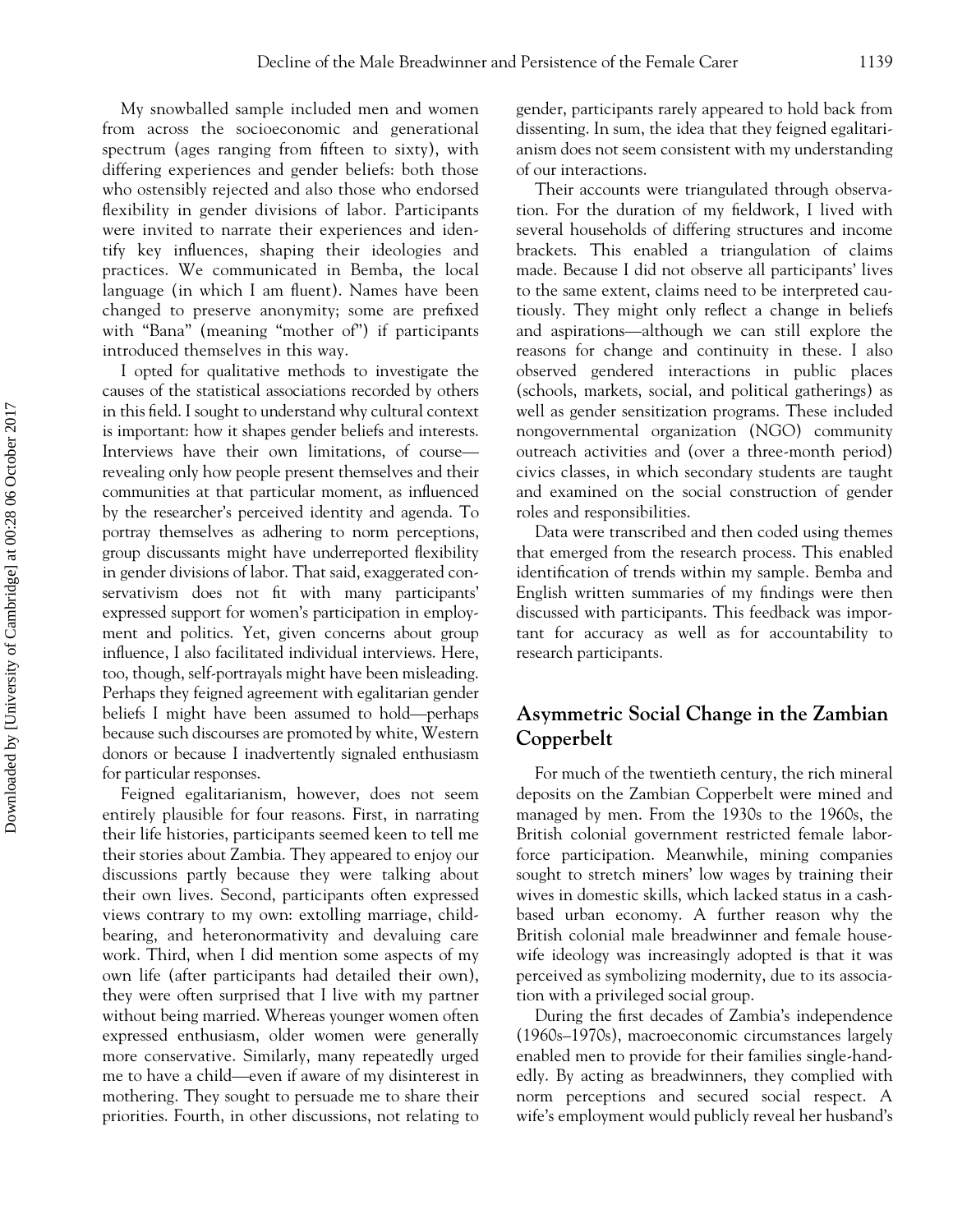My snowballed sample included men and women from across the socioeconomic and generational spectrum (ages ranging from fifteen to sixty), with differing experiences and gender beliefs: both those who ostensibly rejected and also those who endorsed flexibility in gender divisions of labor. Participants were invited to narrate their experiences and identify key influences, shaping their ideologies and practices. We communicated in Bemba, the local language (in which I am fluent). Names have been changed to preserve anonymity; some are prefixed with "Bana" (meaning "mother of") if participants introduced themselves in this way.

I opted for qualitative methods to investigate the causes of the statistical associations recorded by others in this field. I sought to understand why cultural context is important: how it shapes gender beliefs and interests. Interviews have their own limitations, of course—revealing only how people present themselves and their communities at that particular moment, as influenced by the researcher's perceived identity and agenda. To portray themselves as adhering to norm perceptions, group discussants might have underreported flexibility in gender divisions of labor. That said, exaggerated conservativism does not fit with many participants' expressed support for women's participation in employment and politics. Yet, given concerns about group influence, I also facilitated individual interviews. Here, too, though, self-portrayals might have been misleading. Perhaps they feigned agreement with egalitarian gender beliefs I might have been assumed to hold—perhaps because such discourses are promoted by white, Western donors or because I inadvertently signaled enthusiasm for particular responses.

Feigned egalitarianism, however, does not seem entirely plausible for four reasons. First, in narrating their life histories, participants seemed keen to tell me their stories about Zambia. They appeared to enjoy our discussions partly because they were talking about their own lives. Second, participants often expressed views contrary to my own: extolling marriage, childbearing, and heteronormativity and devaluing care work. Third, when I did mention some aspects of my own life (after participants had detailed their own), they were often surprised that I live with my partner without being married. Whereas younger women often expressed enthusiasm, older women were generally more conservative. Similarly, many repeatedly urged me to have a child—even if aware of my disinterest in mothering. They sought to persuade me to share their priorities. Fourth, in other discussions, not relating to gender, participants rarely appeared to hold back from dissenting. In sum, the idea that they feigned egalitarianism does not seem consistent with my understanding of our interactions.

Their accounts were triangulated through observation. For the duration of my fieldwork, I lived with several households of differing structures and income brackets. This enabled a triangulation of claims made. Because I did not observe all participants' lives to the same extent, claims need to be interpreted cautiously. They might only reflect a change in beliefs and aspirations—although we can still explore the reasons for change and continuity in these. I also observed gendered interactions in public places (schools, markets, social, and political gatherings) as well as gender sensitization programs. These included nongovernmental organization (NGO) community outreach activities and (over a three-month period) civics classes, in which secondary students are taught and examined on the social construction of gender roles and responsibilities.

Data were transcribed and then coded using themes that emerged from the research process. This enabled identification of trends within my sample. Bemba and English written summaries of my findings were then discussed with participants. This feedback was important for accuracy as well as for accountability to research participants.

## Asymmetric Social Change in the Zambian Copperbelt

For much of the twentieth century, the rich mineral deposits on the Zambian Copperbelt were mined and managed by men. From the 1930s to the 1960s, the British colonial government restricted female labor-force participation. Meanwhile, mining companies sought to stretch miners' low wages by training their wives in domestic skills, which lacked status in a cash-based urban economy. A further reason why the British colonial male breadwinner and female housewife ideology was increasingly adopted is that it was perceived as symbolizing modernity, due to its association with a privileged social group.

During the first decades of Zambia's independence (1960s–1970s), macroeconomic circumstances largely enabled men to provide for their families single-handedly. By acting as breadwinners, they complied with norm perceptions and secured social respect. A wife's employment would publicly reveal her husband's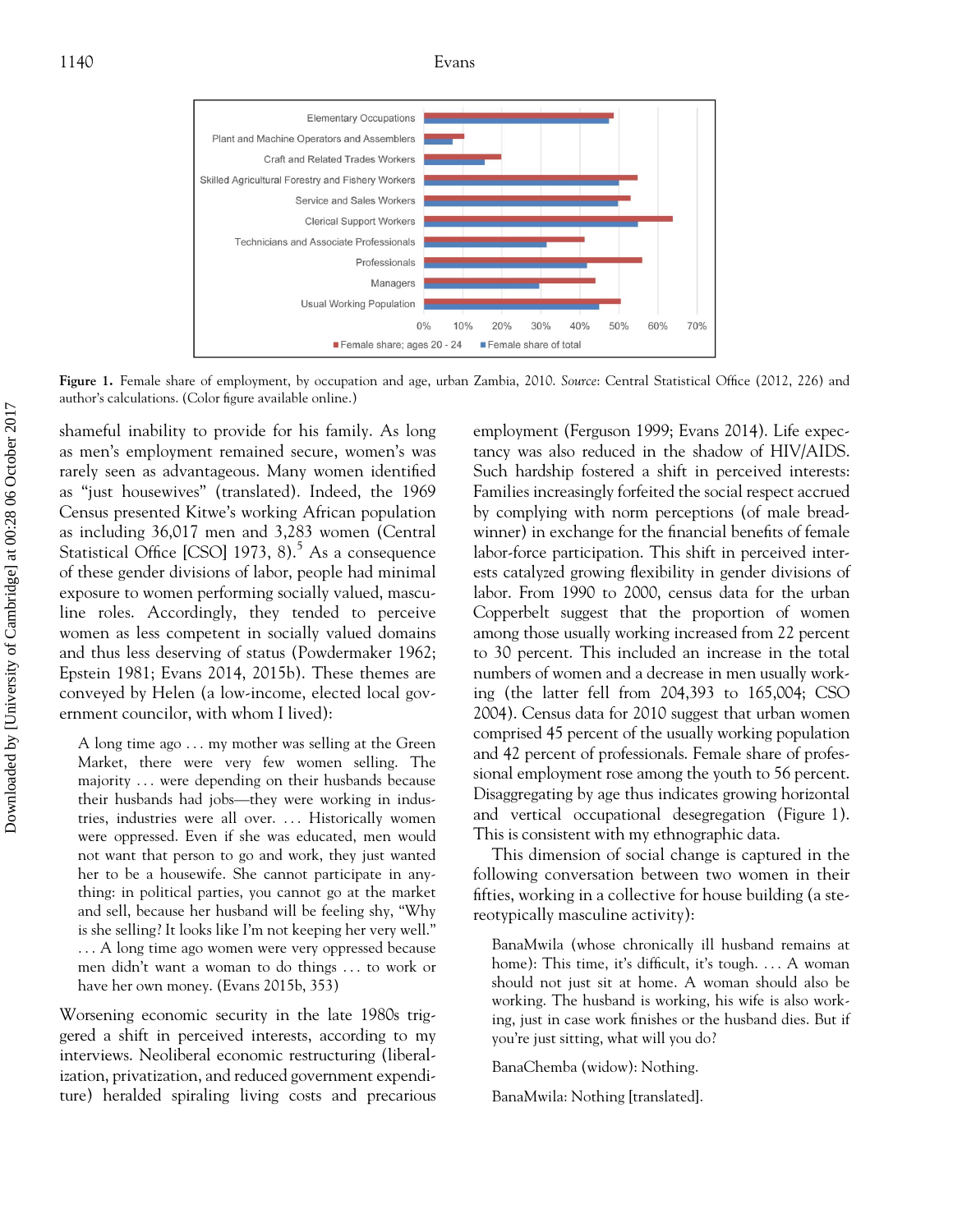**Figure 1.** Female share of employment, by occupation and age, urban Zambia, 2010. *Source*: Central Statistical Office (2012, 226) and author's calculations. (Color figure available online.)

shameful inability to provide for his family. As long as men's employment remained secure, women's was rarely seen as advantageous. Many women identified as "just housewives" (translated). Indeed, the 1969 Census presented Kitwe's working African population as including 36,017 men and 3,283 women (Central Statistical Office [CSO] 1973, 8).[5] As a consequence of these gender divisions of labor, people had minimal exposure to women performing socially valued, masculine roles. Accordingly, they tended to perceive women as less competent in socially valued domains and thus less deserving of status (Powdermaker 1962; Epstein 1981; Evans 2014, 2015b). These themes are conveyed by Helen (a low-income, elected local government councilor, with whom I lived):

> A long time ago . . . my mother was selling at the Green Market, there were very few women selling. The majority . . . were depending on their husbands because their husbands had jobs—they were working in industries, industries were all over. . . . Historically women were oppressed. Even if she was educated, men would not want that person to go and work, they just wanted her to be a housewife. She cannot participate in anything: in political parties, you cannot go at the market and sell, because her husband will be feeling shy, "Why is she selling? It looks like I'm not keeping her very well." . . . A long time ago women were very oppressed because men didn't want a woman to do things . . . to work or have her own money. (Evans 2015b, 353)

Worsening economic security in the late 1980s triggered a shift in perceived interests, according to my interviews. Neoliberal economic restructuring (liberalization, privatization, and reduced government expenditure) heralded spiraling living costs and precarious employment (Ferguson 1999; Evans 2014). Life expectancy was also reduced in the shadow of HIV/AIDS. Such hardship fostered a shift in perceived interests: Families increasingly forfeited the social respect accrued by complying with norm perceptions (of male breadwinner) in exchange for the financial benefits of female labor-force participation. This shift in perceived interests catalyzed growing flexibility in gender divisions of labor. From 1990 to 2000, census data for the urban Copperbelt suggest that the proportion of women among those usually working increased from 22 percent to 30 percent. This included an increase in the total numbers of women and a decrease in men usually working (the latter fell from 204,393 to 165,004; CSO 2004). Census data for 2010 suggest that urban women comprised 45 percent of the usually working population and 42 percent of professionals. Female share of professional employment rose among the youth to 56 percent. Disaggregating by age thus indicates growing horizontal and vertical occupational desegregation (Figure 1). This is consistent with my ethnographic data.

This dimension of social change is captured in the following conversation between two women in their fifties, working in a collective for house building (a stereotypically masculine activity):

> BanaMwila (whose chronically ill husband remains at home): This time, it's difficult, it's tough. . . . A woman should not just sit at home. A woman should also be working. The husband is working, his wife is also working, just in case work finishes or the husband dies. But if you're just sitting, what will you do?
>
> BanaChemba (widow): Nothing.
>
> BanaMwila: Nothing [translated].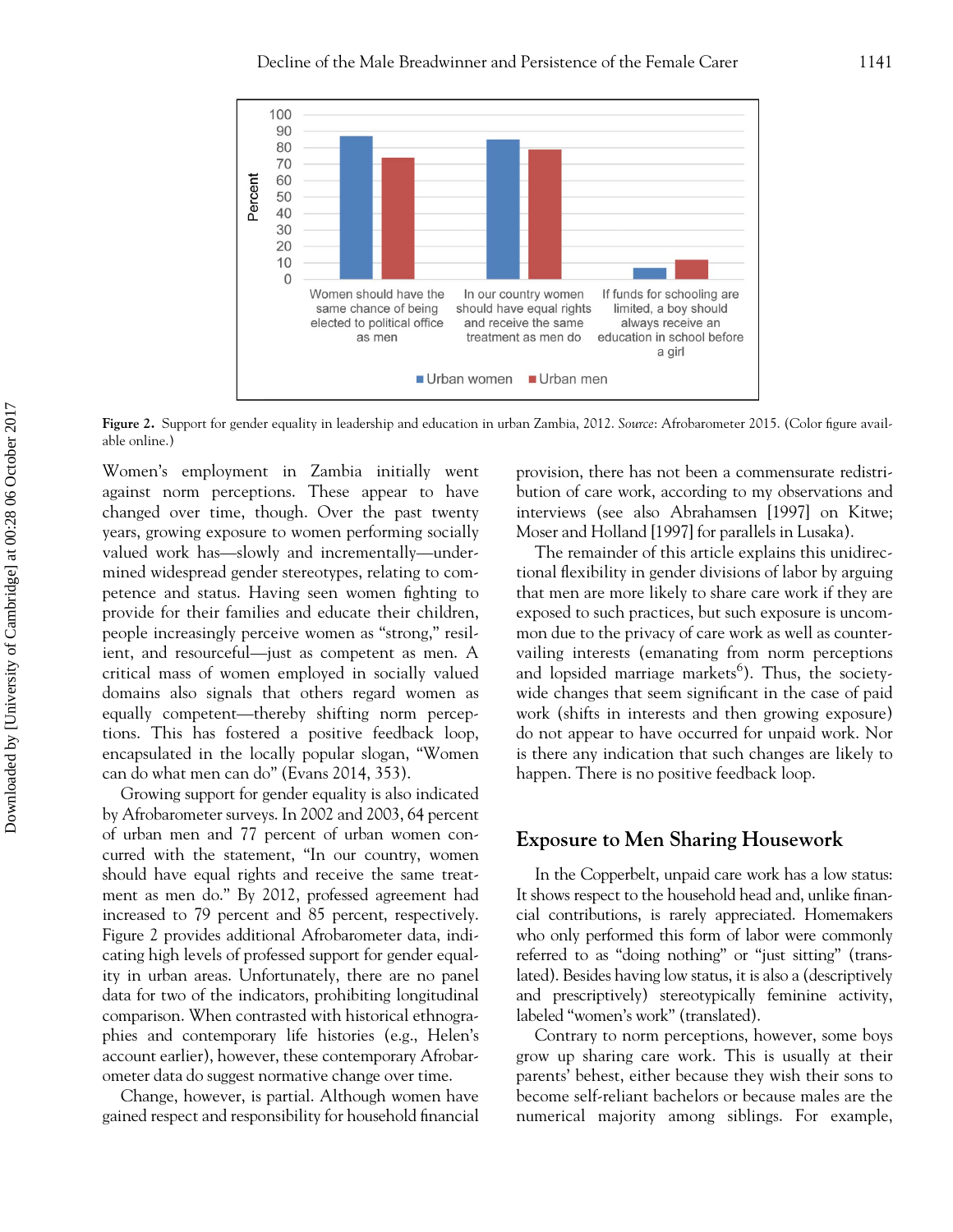100
90
80
70
60
50
40
30
20
10
0

Percent

Women should have the same chance of being elected to political office as men

In our country women should have equal rights and receive the same treatment as men do

If funds for schooling are limited, a boy should always receive an education in school before a girl

Urban women
Urban men

**Figure 2.** Support for gender equality in leadership and education in urban Zambia, 2012. *Source*: Afrobarometer 2015. (Color figure available online.)

Women's employment in Zambia initially went against norm perceptions. These appear to have changed over time, though. Over the past twenty years, growing exposure to women performing socially valued work has—slowly and incrementally—undermined widespread gender stereotypes, relating to competence and status. Having seen women fighting to provide for their families and educate their children, people increasingly perceive women as "strong," resilient, and resourceful—just as competent as men. A critical mass of women employed in socially valued domains also signals that others regard women as equally competent—thereby shifting norm perceptions. This has fostered a positive feedback loop, encapsulated in the locally popular slogan, "Women can do what men can do" (Evans 2014, 353).

Growing support for gender equality is also indicated by Afrobarometer surveys. In 2002 and 2003, 64 percent of urban men and 77 percent of urban women concurred with the statement, "In our country, women should have equal rights and receive the same treatment as men do." By 2012, professed agreement had increased to 79 percent and 85 percent, respectively. Figure 2 provides additional Afrobarometer data, indicating high levels of professed support for gender equality in urban areas. Unfortunately, there are no panel data for two of the indicators, prohibiting longitudinal comparison. When contrasted with historical ethnographies and contemporary life histories (e.g., Helen's account earlier), however, these contemporary Afrobarometer data do suggest normative change over time.

Change, however, is partial. Although women have gained respect and responsibility for household financial provision, there has not been a commensurate redistribution of care work, according to my observations and interviews (see also Abrahamsen [1997] on Kitwe; Moser and Holland [1997] for parallels in Lusaka).

The remainder of this article explains this unidirectional flexibility in gender divisions of labor by arguing that men are more likely to share care work if they are exposed to such practices, but such exposure is uncommon due to the privacy of care work as well as countervailing interests (emanating from norm perceptions and lopsided marriage markets[6]). Thus, the society-wide changes that seem significant in the case of paid work (shifts in interests and then growing exposure) do not appear to have occurred for unpaid work. Nor is there any indication that such changes are likely to happen. There is no positive feedback loop.

## Exposure to Men Sharing Housework

In the Copperbelt, unpaid care work has a low status: It shows respect to the household head and, unlike financial contributions, is rarely appreciated. Homemakers who only performed this form of labor were commonly referred to as "doing nothing" or "just sitting" (translated). Besides having low status, it is also a (descriptively and prescriptively) stereotypically feminine activity, labeled "women's work" (translated).

Contrary to norm perceptions, however, some boys grow up sharing care work. This is usually at their parents' behest, either because they wish their sons to become self-reliant bachelors or because males are the numerical majority among siblings. For example,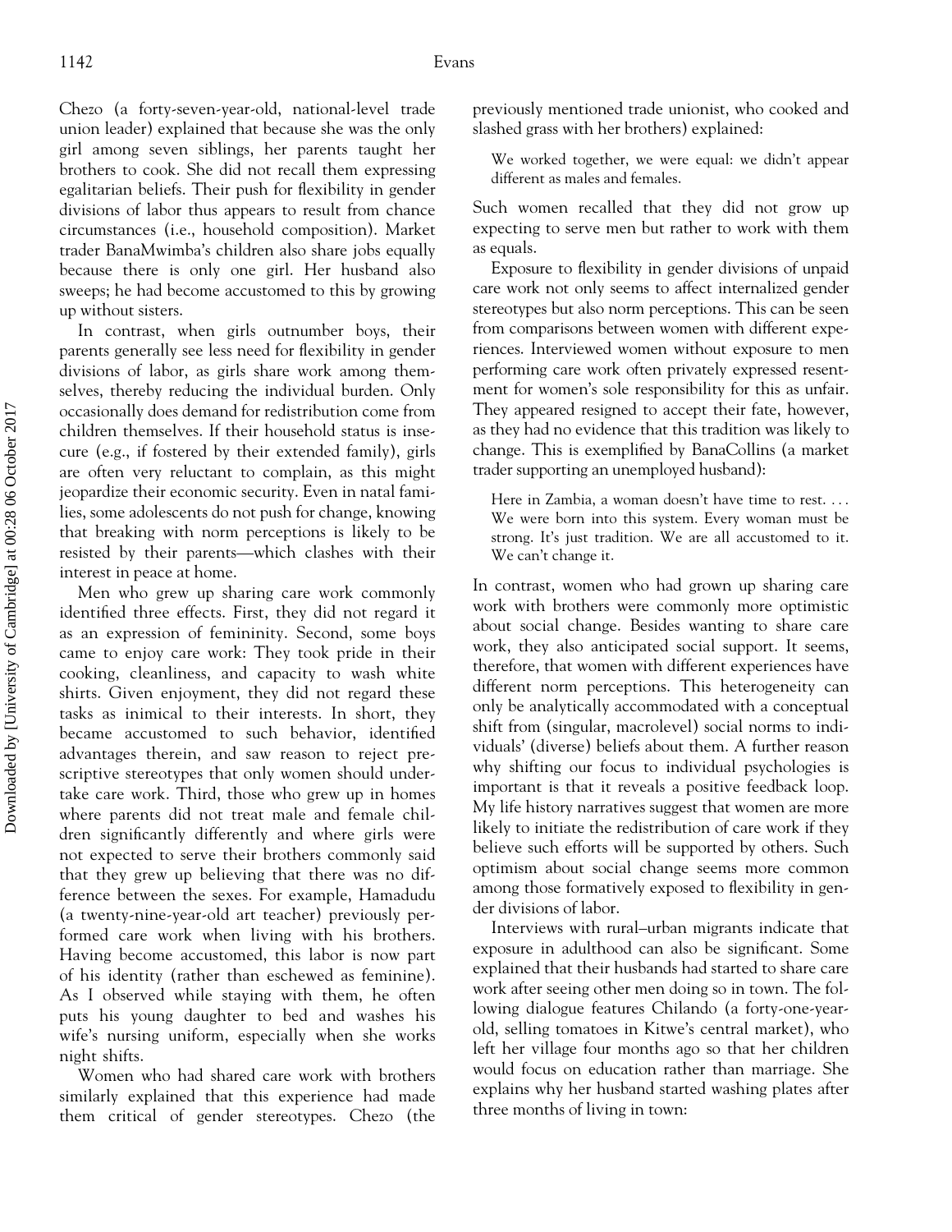Chezo (a forty-seven-year-old, national-level trade union leader) explained that because she was the only girl among seven siblings, her parents taught her brothers to cook. She did not recall them expressing egalitarian beliefs. Their push for flexibility in gender divisions of labor thus appears to result from chance circumstances (i.e., household composition). Market trader BanaMwimba's children also share jobs equally because there is only one girl. Her husband also sweeps; he had become accustomed to this by growing up without sisters.

In contrast, when girls outnumber boys, their parents generally see less need for flexibility in gender divisions of labor, as girls share work among themselves, thereby reducing the individual burden. Only occasionally does demand for redistribution come from children themselves. If their household status is insecure (e.g., if fostered by their extended family), girls are often very reluctant to complain, as this might jeopardize their economic security. Even in natal families, some adolescents do not push for change, knowing that breaking with norm perceptions is likely to be resisted by their parents—which clashes with their interest in peace at home.

Men who grew up sharing care work commonly identified three effects. First, they did not regard it as an expression of femininity. Second, some boys came to enjoy care work: They took pride in their cooking, cleanliness, and capacity to wash white shirts. Given enjoyment, they did not regard these tasks as inimical to their interests. In short, they became accustomed to such behavior, identified advantages therein, and saw reason to reject prescriptive stereotypes that only women should undertake care work. Third, those who grew up in homes where parents did not treat male and female children significantly differently and where girls were not expected to serve their brothers commonly said that they grew up believing that there was no difference between the sexes. For example, Hamadudu (a twenty-nine-year-old art teacher) previously performed care work when living with his brothers. Having become accustomed, this labor is now part of his identity (rather than eschewed as feminine). As I observed while staying with them, he often puts his young daughter to bed and washes his wife's nursing uniform, especially when she works night shifts.

Women who had shared care work with brothers similarly explained that this experience had made them critical of gender stereotypes. Chezo (the previously mentioned trade unionist, who cooked and slashed grass with her brothers) explained:

> We worked together, we were equal: we didn't appear different as males and females.

Such women recalled that they did not grow up expecting to serve men but rather to work with them as equals.

Exposure to flexibility in gender divisions of unpaid care work not only seems to affect internalized gender stereotypes but also norm perceptions. This can be seen from comparisons between women with different experiences. Interviewed women without exposure to men performing care work often privately expressed resentment for women's sole responsibility for this as unfair. They appeared resigned to accept their fate, however, as they had no evidence that this tradition was likely to change. This is exemplified by BanaCollins (a market trader supporting an unemployed husband):

> Here in Zambia, a woman doesn't have time to rest. . . . We were born into this system. Every woman must be strong. It's just tradition. We are all accustomed to it. We can't change it.

In contrast, women who had grown up sharing care work with brothers were commonly more optimistic about social change. Besides wanting to share care work, they also anticipated social support. It seems, therefore, that women with different experiences have different norm perceptions. This heterogeneity can only be analytically accommodated with a conceptual shift from (singular, macrolevel) social norms to individuals' (diverse) beliefs about them. A further reason why shifting our focus to individual psychologies is important is that it reveals a positive feedback loop. My life history narratives suggest that women are more likely to initiate the redistribution of care work if they believe such efforts will be supported by others. Such optimism about social change seems more common among those formatively exposed to flexibility in gender divisions of labor.

Interviews with rural–urban migrants indicate that exposure in adulthood can also be significant. Some explained that their husbands had started to share care work after seeing other men doing so in town. The following dialogue features Chilando (a forty-one-year-old, selling tomatoes in Kitwe's central market), who left her village four months ago so that her children would focus on education rather than marriage. She explains why her husband started washing plates after three months of living in town: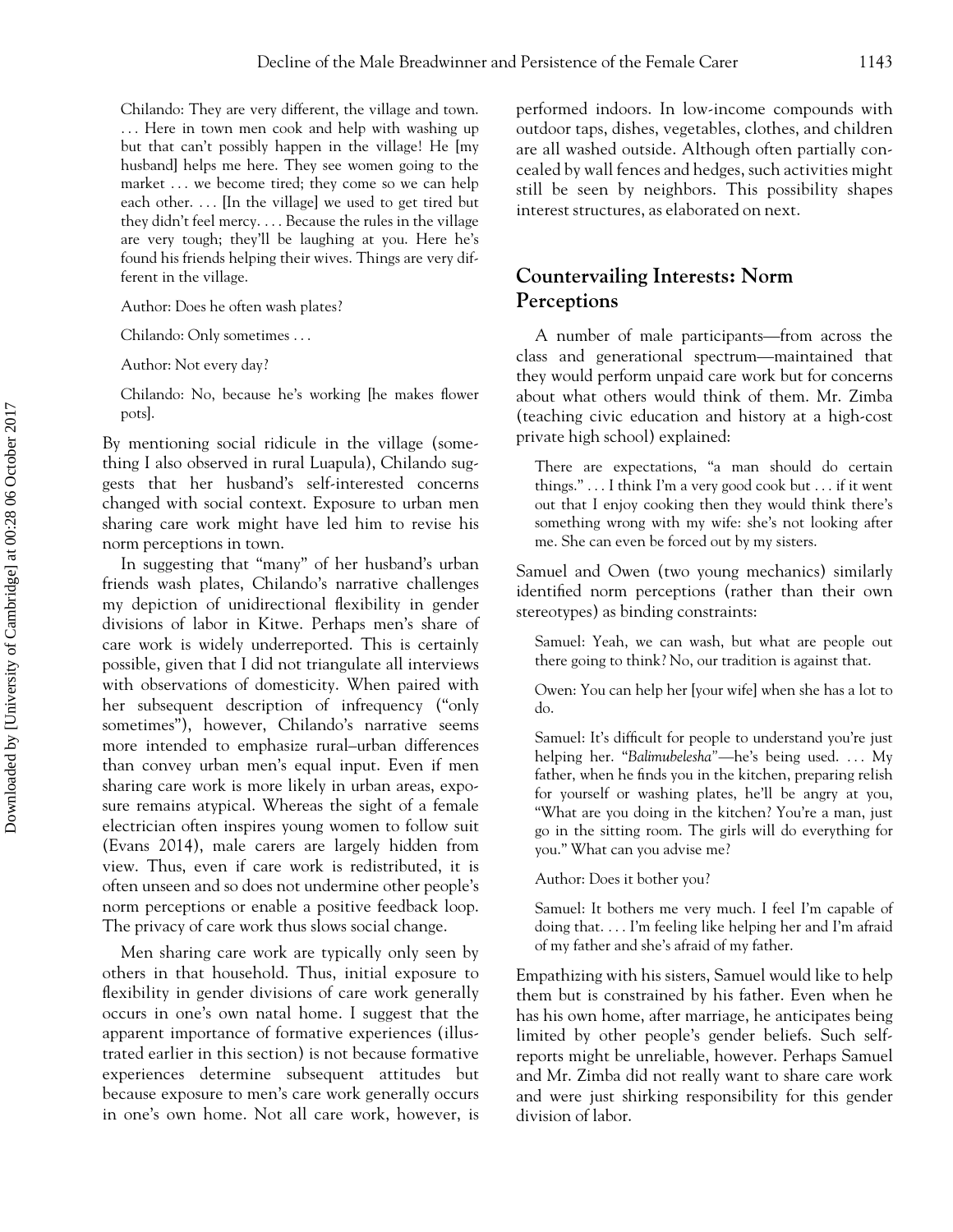Chilando: They are very different, the village and town. . . . Here in town men cook and help with washing up but that can't possibly happen in the village! He [my husband] helps me here. They see women going to the market . . . we become tired; they come so we can help each other. . . . [In the village] we used to get tired but they didn't feel mercy. . . . Because the rules in the village are very tough; they'll be laughing at you. Here he's found his friends helping their wives. Things are very different in the village.

Author: Does he often wash plates?

Chilando: Only sometimes . . .

Author: Not every day?

Chilando: No, because he's working [he makes flower pots].

By mentioning social ridicule in the village (something I also observed in rural Luapula), Chilando suggests that her husband's self-interested concerns changed with social context. Exposure to urban men sharing care work might have led him to revise his norm perceptions in town.

In suggesting that "many" of her husband's urban friends wash plates, Chilando's narrative challenges my depiction of unidirectional flexibility in gender divisions of labor in Kitwe. Perhaps men's share of care work is widely underreported. This is certainly possible, given that I did not triangulate all interviews with observations of domesticity. When paired with her subsequent description of infrequency ("only sometimes"), however, Chilando's narrative seems more intended to emphasize rural–urban differences than convey urban men's equal input. Even if men sharing care work is more likely in urban areas, exposure remains atypical. Whereas the sight of a female electrician often inspires young women to follow suit (Evans 2014), male carers are largely hidden from view. Thus, even if care work is redistributed, it is often unseen and so does not undermine other people's norm perceptions or enable a positive feedback loop. The privacy of care work thus slows social change.

Men sharing care work are typically only seen by others in that household. Thus, initial exposure to flexibility in gender divisions of care work generally occurs in one's own natal home. I suggest that the apparent importance of formative experiences (illustrated earlier in this section) is not because formative experiences determine subsequent attitudes but because exposure to men's care work generally occurs in one's own home. Not all care work, however, is performed indoors. In low-income compounds with outdoor taps, dishes, vegetables, clothes, and children are all washed outside. Although often partially concealed by wall fences and hedges, such activities might still be seen by neighbors. This possibility shapes interest structures, as elaborated on next.

## Countervailing Interests: Norm Perceptions

A number of male participants—from across the class and generational spectrum—maintained that they would perform unpaid care work but for concerns about what others would think of them. Mr. Zimba (teaching civic education and history at a high-cost private high school) explained:

There are expectations, "a man should do certain things." . . . I think I'm a very good cook but . . . if it went out that I enjoy cooking then they would think there's something wrong with my wife: she's not looking after me. She can even be forced out by my sisters.

Samuel and Owen (two young mechanics) similarly identified norm perceptions (rather than their own stereotypes) as binding constraints:

Samuel: Yeah, we can wash, but what are people out there going to think? No, our tradition is against that.

Owen: You can help her [your wife] when she has a lot to do.

Samuel: It's difficult for people to understand you're just helping her. "*Balimubelesha*"—he's being used. . . . My father, when he finds you in the kitchen, preparing relish for yourself or washing plates, he'll be angry at you, "What are you doing in the kitchen? You're a man, just go in the sitting room. The girls will do everything for you." What can you advise me?

Author: Does it bother you?

Samuel: It bothers me very much. I feel I'm capable of doing that. . . . I'm feeling like helping her and I'm afraid of my father and she's afraid of my father.

Empathizing with his sisters, Samuel would like to help them but is constrained by his father. Even when he has his own home, after marriage, he anticipates being limited by other people's gender beliefs. Such self-reports might be unreliable, however. Perhaps Samuel and Mr. Zimba did not really want to share care work and were just shirking responsibility for this gender division of labor.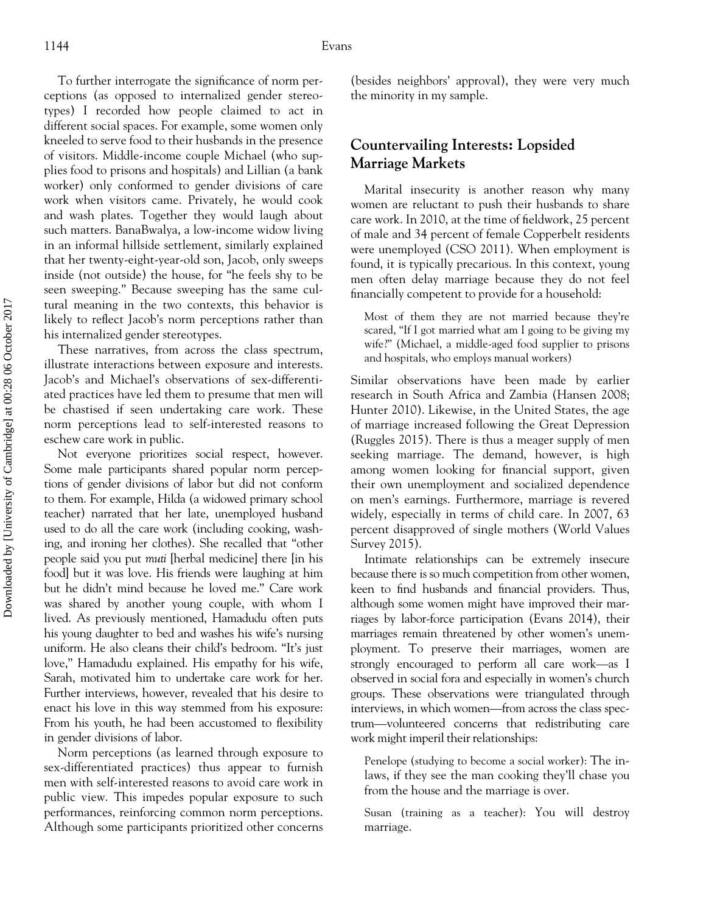To further interrogate the significance of norm perceptions (as opposed to internalized gender stereotypes) I recorded how people claimed to act in different social spaces. For example, some women only kneeled to serve food to their husbands in the presence of visitors. Middle-income couple Michael (who supplies food to prisons and hospitals) and Lillian (a bank worker) only conformed to gender divisions of care work when visitors came. Privately, he would cook and wash plates. Together they would laugh about such matters. BanaBwalya, a low-income widow living in an informal hillside settlement, similarly explained that her twenty-eight-year-old son, Jacob, only sweeps inside (not outside) the house, for "he feels shy to be seen sweeping." Because sweeping has the same cultural meaning in the two contexts, this behavior is likely to reflect Jacob's norm perceptions rather than his internalized gender stereotypes.

These narratives, from across the class spectrum, illustrate interactions between exposure and interests. Jacob's and Michael's observations of sex-differentiated practices have led them to presume that men will be chastised if seen undertaking care work. These norm perceptions lead to self-interested reasons to eschew care work in public.

Not everyone prioritizes social respect, however. Some male participants shared popular norm perceptions of gender divisions of labor but did not conform to them. For example, Hilda (a widowed primary school teacher) narrated that her late, unemployed husband used to do all the care work (including cooking, washing, and ironing her clothes). She recalled that "other people said you put *muti* [herbal medicine] there [in his food] but it was love. His friends were laughing at him but he didn't mind because he loved me." Care work was shared by another young couple, with whom I lived. As previously mentioned, Hamadudu often puts his young daughter to bed and washes his wife's nursing uniform. He also cleans their child's bedroom. "It's just love," Hamadudu explained. His empathy for his wife, Sarah, motivated him to undertake care work for her. Further interviews, however, revealed that his desire to enact his love in this way stemmed from his exposure: From his youth, he had been accustomed to flexibility in gender divisions of labor.

Norm perceptions (as learned through exposure to sex-differentiated practices) thus appear to furnish men with self-interested reasons to avoid care work in public view. This impedes popular exposure to such performances, reinforcing common norm perceptions. Although some participants prioritized other concerns (besides neighbors' approval), they were very much the minority in my sample.

## Countervailing Interests: Lopsided Marriage Markets

Marital insecurity is another reason why many women are reluctant to push their husbands to share care work. In 2010, at the time of fieldwork, 25 percent of male and 34 percent of female Copperbelt residents were unemployed (CSO 2011). When employment is found, it is typically precarious. In this context, young men often delay marriage because they do not feel financially competent to provide for a household:

> Most of them they are not married because they're scared, "If I got married what am I going to be giving my wife?" (Michael, a middle-aged food supplier to prisons and hospitals, who employs manual workers)

Similar observations have been made by earlier research in South Africa and Zambia (Hansen 2008; Hunter 2010). Likewise, in the United States, the age of marriage increased following the Great Depression (Ruggles 2015). There is thus a meager supply of men seeking marriage. The demand, however, is high among women looking for financial support, given their own unemployment and socialized dependence on men's earnings. Furthermore, marriage is revered widely, especially in terms of child care. In 2007, 63 percent disapproved of single mothers (World Values Survey 2015).

Intimate relationships can be extremely insecure because there is so much competition from other women, keen to find husbands and financial providers. Thus, although some women might have improved their marriages by labor-force participation (Evans 2014), their marriages remain threatened by other women's unemployment. To preserve their marriages, women are strongly encouraged to perform all care work—as I observed in social fora and especially in women's church groups. These observations were triangulated through interviews, in which women—from across the class spectrum—volunteered concerns that redistributing care work might imperil their relationships:

> Penelope (studying to become a social worker): The in-laws, if they see the man cooking they'll chase you from the house and the marriage is over.
>
> Susan (training as a teacher): You will destroy marriage.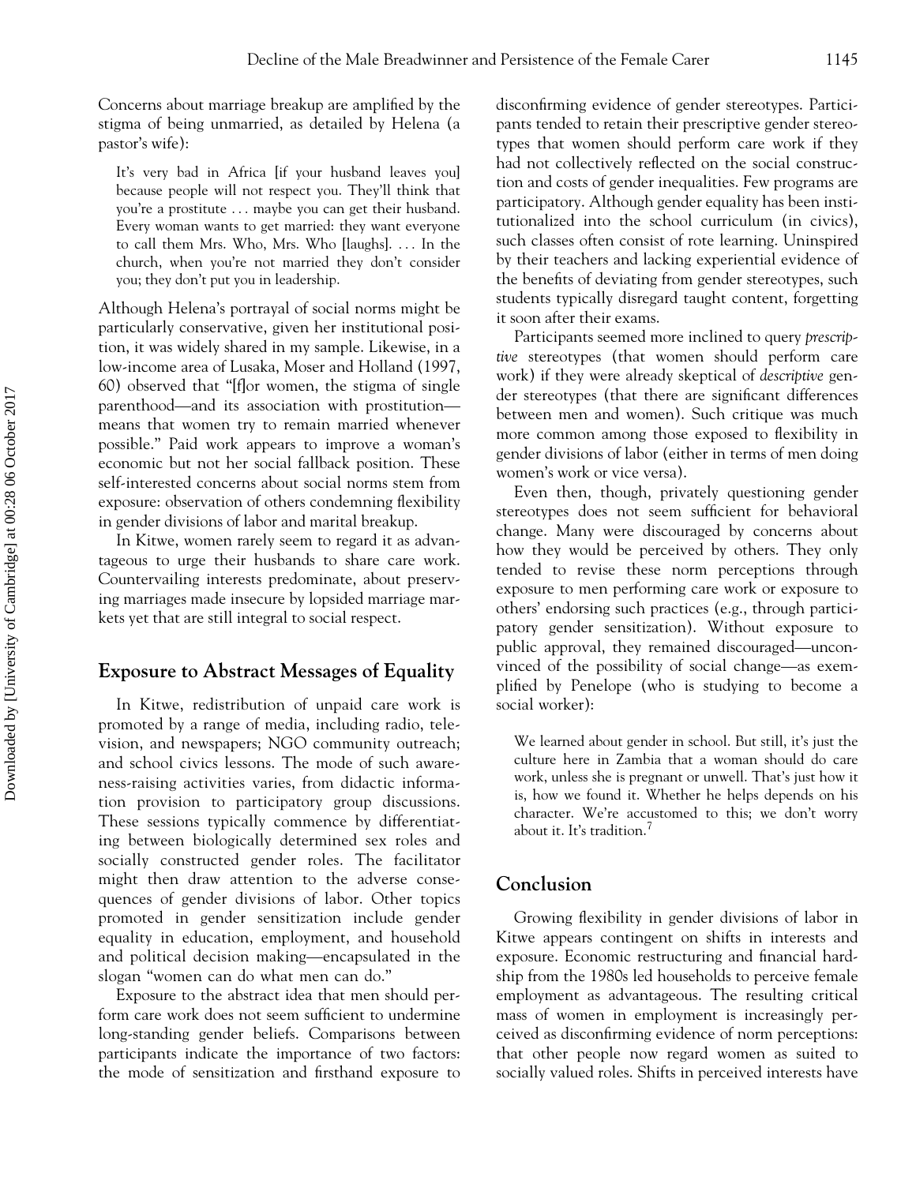Concerns about marriage breakup are amplified by the stigma of being unmarried, as detailed by Helena (a pastor's wife):

> It's very bad in Africa [if your husband leaves you] because people will not respect you. They'll think that you're a prostitute . . . maybe you can get their husband. Every woman wants to get married: they want everyone to call them Mrs. Who, Mrs. Who [laughs]. . . . In the church, when you're not married they don't consider you; they don't put you in leadership.

Although Helena's portrayal of social norms might be particularly conservative, given her institutional position, it was widely shared in my sample. Likewise, in a low-income area of Lusaka, Moser and Holland (1997, 60) observed that "[f]or women, the stigma of single parenthood—and its association with prostitution—means that women try to remain married whenever possible." Paid work appears to improve a woman's economic but not her social fallback position. These self-interested concerns about social norms stem from exposure: observation of others condemning flexibility in gender divisions of labor and marital breakup.

In Kitwe, women rarely seem to regard it as advantageous to urge their husbands to share care work. Countervailing interests predominate, about preserving marriages made insecure by lopsided marriage markets yet that are still integral to social respect.

## Exposure to Abstract Messages of Equality

In Kitwe, redistribution of unpaid care work is promoted by a range of media, including radio, television, and newspapers; NGO community outreach; and school civics lessons. The mode of such awareness-raising activities varies, from didactic information provision to participatory group discussions. These sessions typically commence by differentiating between biologically determined sex roles and socially constructed gender roles. The facilitator might then draw attention to the adverse consequences of gender divisions of labor. Other topics promoted in gender sensitization include gender equality in education, employment, and household and political decision making—encapsulated in the slogan "women can do what men can do."

Exposure to the abstract idea that men should perform care work does not seem sufficient to undermine long-standing gender beliefs. Comparisons between participants indicate the importance of two factors: the mode of sensitization and firsthand exposure to disconfirming evidence of gender stereotypes. Participants tended to retain their prescriptive gender stereotypes that women should perform care work if they had not collectively reflected on the social construction and costs of gender inequalities. Few programs are participatory. Although gender equality has been institutionalized into the school curriculum (in civics), such classes often consist of rote learning. Uninspired by their teachers and lacking experiential evidence of the benefits of deviating from gender stereotypes, such students typically disregard taught content, forgetting it soon after their exams.

Participants seemed more inclined to query *prescriptive* stereotypes (that women should perform care work) if they were already skeptical of *descriptive* gender stereotypes (that there are significant differences between men and women). Such critique was much more common among those exposed to flexibility in gender divisions of labor (either in terms of men doing women's work or vice versa).

Even then, though, privately questioning gender stereotypes does not seem sufficient for behavioral change. Many were discouraged by concerns about how they would be perceived by others. They only tended to revise these norm perceptions through exposure to men performing care work or exposure to others' endorsing such practices (e.g., through participatory gender sensitization). Without exposure to public approval, they remained discouraged—unconvinced of the possibility of social change—as exemplified by Penelope (who is studying to become a social worker):

> We learned about gender in school. But still, it's just the culture here in Zambia that a woman should do care work, unless she is pregnant or unwell. That's just how it is, how we found it. Whether he helps depends on his character. We're accustomed to this; we don't worry about it. It's tradition.[7]

## Conclusion

Growing flexibility in gender divisions of labor in Kitwe appears contingent on shifts in interests and exposure. Economic restructuring and financial hardship from the 1980s led households to perceive female employment as advantageous. The resulting critical mass of women in employment is increasingly perceived as disconfirming evidence of norm perceptions: that other people now regard women as suited to socially valued roles. Shifts in perceived interests have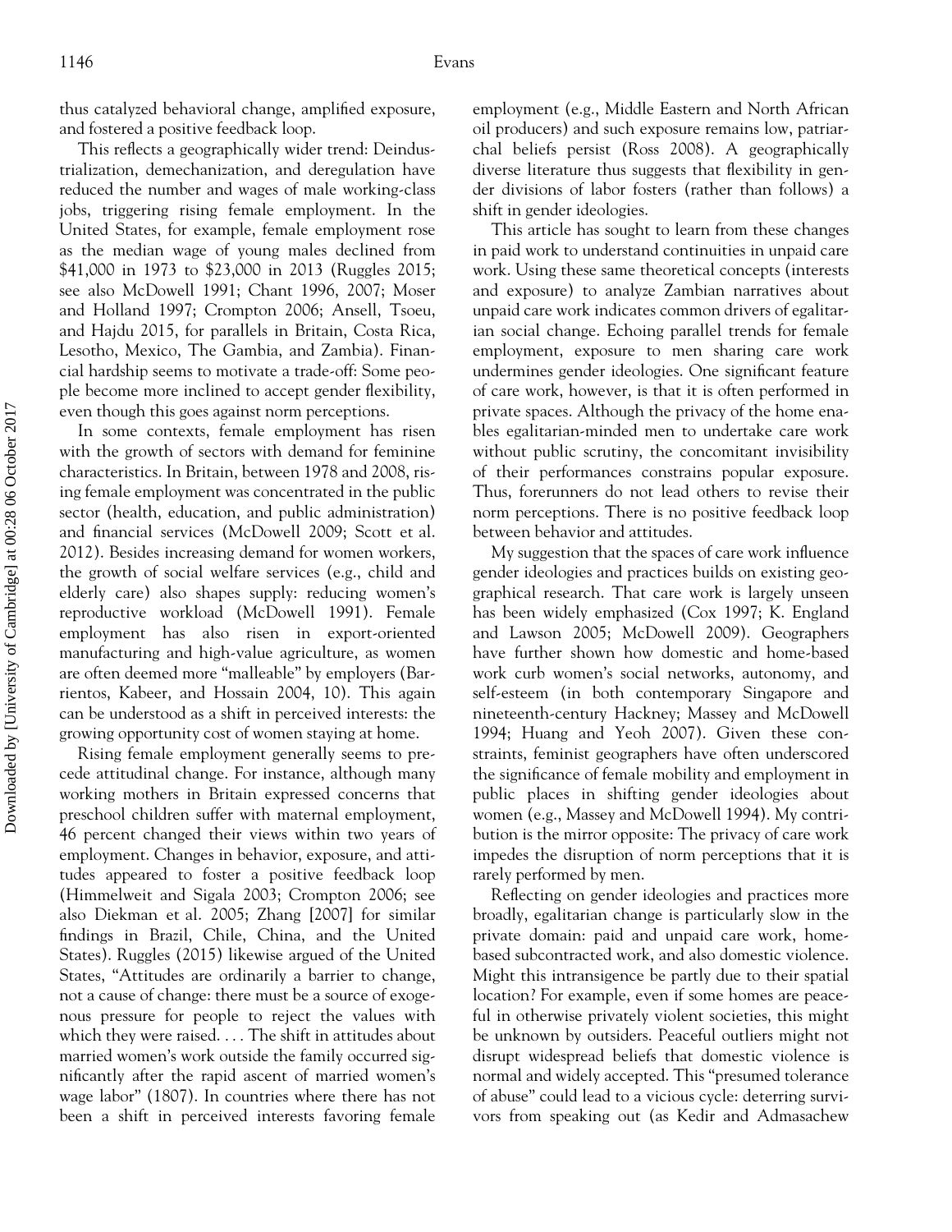thus catalyzed behavioral change, amplified exposure, and fostered a positive feedback loop.

This reflects a geographically wider trend: Deindustrialization, demechanization, and deregulation have reduced the number and wages of male working-class jobs, triggering rising female employment. In the United States, for example, female employment rose as the median wage of young males declined from $41,000 in 1973 to $23,000 in 2013 (Ruggles 2015; see also McDowell 1991; Chant 1996, 2007; Moser and Holland 1997; Crompton 2006; Ansell, Tsoeu, and Hajdu 2015, for parallels in Britain, Costa Rica, Lesotho, Mexico, The Gambia, and Zambia). Financial hardship seems to motivate a trade-off: Some people become more inclined to accept gender flexibility, even though this goes against norm perceptions.

In some contexts, female employment has risen with the growth of sectors with demand for feminine characteristics. In Britain, between 1978 and 2008, rising female employment was concentrated in the public sector (health, education, and public administration) and financial services (McDowell 2009; Scott et al. 2012). Besides increasing demand for women workers, the growth of social welfare services (e.g., child and elderly care) also shapes supply: reducing women's reproductive workload (McDowell 1991). Female employment has also risen in export-oriented manufacturing and high-value agriculture, as women are often deemed more "malleable" by employers (Barrientos, Kabeer, and Hossain 2004, 10). This again can be understood as a shift in perceived interests: the growing opportunity cost of women staying at home.

Rising female employment generally seems to precede attitudinal change. For instance, although many working mothers in Britain expressed concerns that preschool children suffer with maternal employment, 46 percent changed their views within two years of employment. Changes in behavior, exposure, and attitudes appeared to foster a positive feedback loop (Himmelweit and Sigala 2003; Crompton 2006; see also Diekman et al. 2005; Zhang [2007] for similar findings in Brazil, Chile, China, and the United States). Ruggles (2015) likewise argued of the United States, "Attitudes are ordinarily a barrier to change, not a cause of change: there must be a source of exogenous pressure for people to reject the values with which they were raised. . . . The shift in attitudes about married women's work outside the family occurred significantly after the rapid ascent of married women's wage labor" (1807). In countries where there has not been a shift in perceived interests favoring female employment (e.g., Middle Eastern and North African oil producers) and such exposure remains low, patriarchal beliefs persist (Ross 2008). A geographically diverse literature thus suggests that flexibility in gender divisions of labor fosters (rather than follows) a shift in gender ideologies.

This article has sought to learn from these changes in paid work to understand continuities in unpaid care work. Using these same theoretical concepts (interests and exposure) to analyze Zambian narratives about unpaid care work indicates common drivers of egalitarian social change. Echoing parallel trends for female employment, exposure to men sharing care work undermines gender ideologies. One significant feature of care work, however, is that it is often performed in private spaces. Although the privacy of the home enables egalitarian-minded men to undertake care work without public scrutiny, the concomitant invisibility of their performances constrains popular exposure. Thus, forerunners do not lead others to revise their norm perceptions. There is no positive feedback loop between behavior and attitudes.

My suggestion that the spaces of care work influence gender ideologies and practices builds on existing geographical research. That care work is largely unseen has been widely emphasized (Cox 1997; K. England and Lawson 2005; McDowell 2009). Geographers have further shown how domestic and home-based work curb women's social networks, autonomy, and self-esteem (in both contemporary Singapore and nineteenth-century Hackney; Massey and McDowell 1994; Huang and Yeoh 2007). Given these constraints, feminist geographers have often underscored the significance of female mobility and employment in public places in shifting gender ideologies about women (e.g., Massey and McDowell 1994). My contribution is the mirror opposite: The privacy of care work impedes the disruption of norm perceptions that it is rarely performed by men.

Reflecting on gender ideologies and practices more broadly, egalitarian change is particularly slow in the private domain: paid and unpaid care work, home-based subcontracted work, and also domestic violence. Might this intransigence be partly due to their spatial location? For example, even if some homes are peaceful in otherwise privately violent societies, this might be unknown by outsiders. Peaceful outliers might not disrupt widespread beliefs that domestic violence is normal and widely accepted. This "presumed tolerance of abuse" could lead to a vicious cycle: deterring survivors from speaking out (as Kedir and Admasachew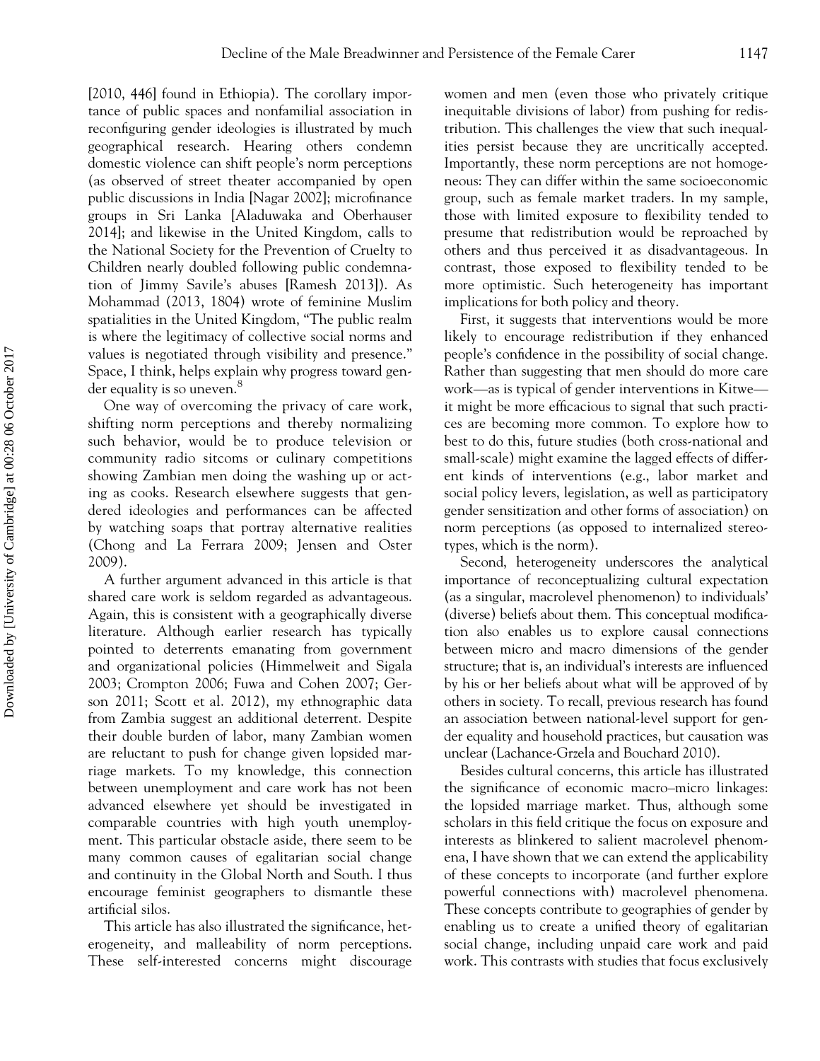[2010, 446] found in Ethiopia). The corollary importance of public spaces and nonfamilial association in reconfiguring gender ideologies is illustrated by much geographical research. Hearing others condemn domestic violence can shift people's norm perceptions (as observed of street theater accompanied by open public discussions in India [Nagar 2002]; microfinance groups in Sri Lanka [Aladuwaka and Oberhauser 2014]; and likewise in the United Kingdom, calls to the National Society for the Prevention of Cruelty to Children nearly doubled following public condemnation of Jimmy Savile's abuses [Ramesh 2013]). As Mohammad (2013, 1804) wrote of feminine Muslim spatialities in the United Kingdom, "The public realm is where the legitimacy of collective social norms and values is negotiated through visibility and presence." Space, I think, helps explain why progress toward gender equality is so uneven.[8]

One way of overcoming the privacy of care work, shifting norm perceptions and thereby normalizing such behavior, would be to produce television or community radio sitcoms or culinary competitions showing Zambian men doing the washing up or acting as cooks. Research elsewhere suggests that gendered ideologies and performances can be affected by watching soaps that portray alternative realities (Chong and La Ferrara 2009; Jensen and Oster 2009).

A further argument advanced in this article is that shared care work is seldom regarded as advantageous. Again, this is consistent with a geographically diverse literature. Although earlier research has typically pointed to deterrents emanating from government and organizational policies (Himmelweit and Sigala 2003; Crompton 2006; Fuwa and Cohen 2007; Gerson 2011; Scott et al. 2012), my ethnographic data from Zambia suggest an additional deterrent. Despite their double burden of labor, many Zambian women are reluctant to push for change given lopsided marriage markets. To my knowledge, this connection between unemployment and care work has not been advanced elsewhere yet should be investigated in comparable countries with high youth unemployment. This particular obstacle aside, there seem to be many common causes of egalitarian social change and continuity in the Global North and South. I thus encourage feminist geographers to dismantle these artificial silos.

This article has also illustrated the significance, heterogeneity, and malleability of norm perceptions. These self-interested concerns might discourage women and men (even those who privately critique inequitable divisions of labor) from pushing for redistribution. This challenges the view that such inequalities persist because they are uncritically accepted. Importantly, these norm perceptions are not homogeneous: They can differ within the same socioeconomic group, such as female market traders. In my sample, those with limited exposure to flexibility tended to presume that redistribution would be reproached by others and thus perceived it as disadvantageous. In contrast, those exposed to flexibility tended to be more optimistic. Such heterogeneity has important implications for both policy and theory.

First, it suggests that interventions would be more likely to encourage redistribution if they enhanced people's confidence in the possibility of social change. Rather than suggesting that men should do more care work—as is typical of gender interventions in Kitwe—it might be more efficacious to signal that such practices are becoming more common. To explore how to best to do this, future studies (both cross-national and small-scale) might examine the lagged effects of different kinds of interventions (e.g., labor market and social policy levers, legislation, as well as participatory gender sensitization and other forms of association) on norm perceptions (as opposed to internalized stereotypes, which is the norm).

Second, heterogeneity underscores the analytical importance of reconceptualizing cultural expectation (as a singular, macrolevel phenomenon) to individuals' (diverse) beliefs about them. This conceptual modification also enables us to explore causal connections between micro and macro dimensions of the gender structure; that is, an individual's interests are influenced by his or her beliefs about what will be approved of by others in society. To recall, previous research has found an association between national-level support for gender equality and household practices, but causation was unclear (Lachance-Grzela and Bouchard 2010).

Besides cultural concerns, this article has illustrated the significance of economic macro–micro linkages: the lopsided marriage market. Thus, although some scholars in this field critique the focus on exposure and interests as blinkered to salient macrolevel phenomena, I have shown that we can extend the applicability of these concepts to incorporate (and further explore powerful connections with) macrolevel phenomena. These concepts contribute to geographies of gender by enabling us to create a unified theory of egalitarian social change, including unpaid care work and paid work. This contrasts with studies that focus exclusively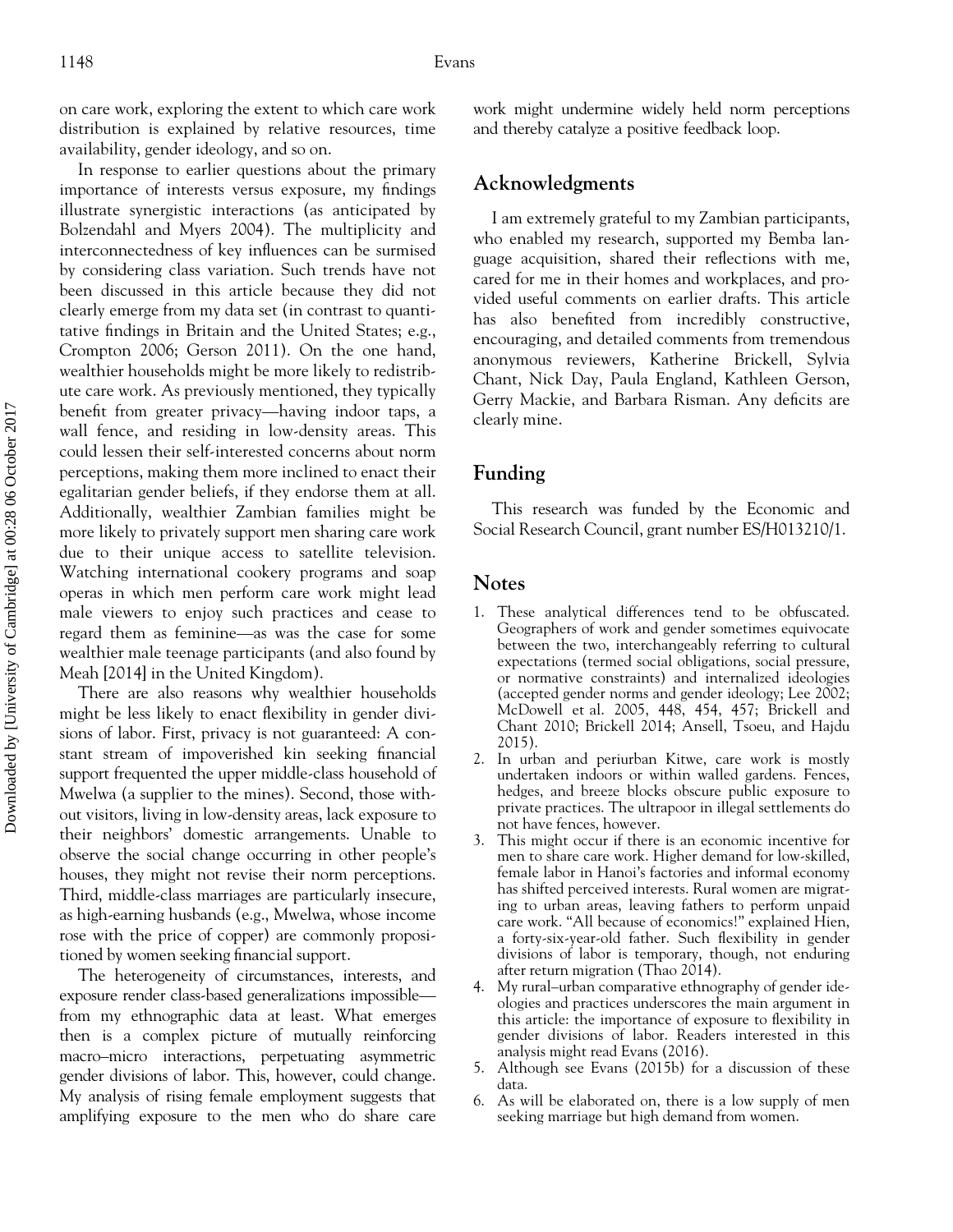on care work, exploring the extent to which care work distribution is explained by relative resources, time availability, gender ideology, and so on.

In response to earlier questions about the primary importance of interests versus exposure, my findings illustrate synergistic interactions (as anticipated by Bolzendahl and Myers 2004). The multiplicity and interconnectedness of key influences can be surmised by considering class variation. Such trends have not been discussed in this article because they did not clearly emerge from my data set (in contrast to quantitative findings in Britain and the United States; e.g., Crompton 2006; Gerson 2011). On the one hand, wealthier households might be more likely to redistribute care work. As previously mentioned, they typically benefit from greater privacy—having indoor taps, a wall fence, and residing in low-density areas. This could lessen their self-interested concerns about norm perceptions, making them more inclined to enact their egalitarian gender beliefs, if they endorse them at all. Additionally, wealthier Zambian families might be more likely to privately support men sharing care work due to their unique access to satellite television. Watching international cookery programs and soap operas in which men perform care work might lead male viewers to enjoy such practices and cease to regard them as feminine—as was the case for some wealthier male teenage participants (and also found by Meah [2014] in the United Kingdom).

There are also reasons why wealthier households might be less likely to enact flexibility in gender divisions of labor. First, privacy is not guaranteed: A constant stream of impoverished kin seeking financial support frequented the upper middle-class household of Mwelwa (a supplier to the mines). Second, those without visitors, living in low-density areas, lack exposure to their neighbors' domestic arrangements. Unable to observe the social change occurring in other people's houses, they might not revise their norm perceptions. Third, middle-class marriages are particularly insecure, as high-earning husbands (e.g., Mwelwa, whose income rose with the price of copper) are commonly propositioned by women seeking financial support.

The heterogeneity of circumstances, interests, and exposure render class-based generalizations impossible—from my ethnographic data at least. What emerges then is a complex picture of mutually reinforcing macro–micro interactions, perpetuating asymmetric gender divisions of labor. This, however, could change. My analysis of rising female employment suggests that amplifying exposure to the men who do share care work might undermine widely held norm perceptions and thereby catalyze a positive feedback loop.

## Acknowledgments

I am extremely grateful to my Zambian participants, who enabled my research, supported my Bemba language acquisition, shared their reflections with me, cared for me in their homes and workplaces, and provided useful comments on earlier drafts. This article has also benefited from incredibly constructive, encouraging, and detailed comments from tremendous anonymous reviewers, Katherine Brickell, Sylvia Chant, Nick Day, Paula England, Kathleen Gerson, Gerry Mackie, and Barbara Risman. Any deficits are clearly mine.

## Funding

This research was funded by the Economic and Social Research Council, grant number ES/H013210/1.

## Notes

1. These analytical differences tend to be obfuscated. Geographers of work and gender sometimes equivocate between the two, interchangeably referring to cultural expectations (termed social obligations, social pressure, or normative constraints) and internalized ideologies (accepted gender norms and gender ideology; Lee 2002; McDowell et al. 2005, 448, 454, 457; Brickell and Chant 2010; Brickell 2014; Ansell, Tsoeu, and Hajdu 2015).
2. In urban and periurban Kitwe, care work is mostly undertaken indoors or within walled gardens. Fences, hedges, and breeze blocks obscure public exposure to private practices. The ultrapoor in illegal settlements do not have fences, however.
3. This might occur if there is an economic incentive for men to share care work. Higher demand for low-skilled, female labor in Hanoi's factories and informal economy has shifted perceived interests. Rural women are migrating to urban areas, leaving fathers to perform unpaid care work. "All because of economics!" explained Hien, a forty-six-year-old father. Such flexibility in gender divisions of labor is temporary, though, not enduring after return migration (Thao 2014).
4. My rural–urban comparative ethnography of gender ideologies and practices underscores the main argument in this article: the importance of exposure to flexibility in gender divisions of labor. Readers interested in this analysis might read Evans (2016).
5. Although see Evans (2015b) for a discussion of these data.
6. As will be elaborated on, there is a low supply of men seeking marriage but high demand from women.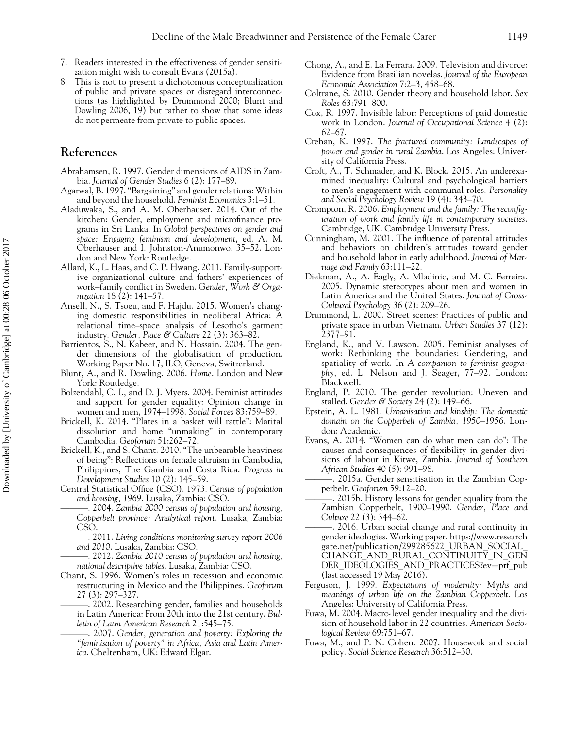7. Readers interested in the effectiveness of gender sensitization might wish to consult Evans (2015a).
8. This is not to present a dichotomous conceptualization of public and private spaces or disregard interconnections (as highlighted by Drummond 2000; Blunt and Dowling 2006, 19) but rather to show that some ideas do not permeate from private to public spaces.

## References

Abrahamsen, R. 1997. Gender dimensions of AIDS in Zambia. *Journal of Gender Studies* 6 (2): 177–89.

Agarwal, B. 1997. "Bargaining" and gender relations: Within and beyond the household. *Feminist Economics* 3:1–51.

Aladuwaka, S., and A. M. Oberhauser. 2014. Out of the kitchen: Gender, employment and microfinance programs in Sri Lanka. In *Global perspectives on gender and space: Engaging feminism and development*, ed. A. M. Oberhauser and I. Johnston-Anumonwo, 35–52. London and New York: Routledge.

Allard, K., L. Haas, and C. P. Hwang. 2011. Family-supportive organizational culture and fathers' experiences of work–family conflict in Sweden. *Gender, Work & Organization* 18 (2): 141–57.

Ansell, N., S. Tsoeu, and F. Hajdu. 2015. Women's changing domestic responsibilities in neoliberal Africa: A relational time–space analysis of Lesotho's garment industry. *Gender, Place & Culture* 22 (3): 363–82.

Barrientos, S., N. Kabeer, and N. Hossain. 2004. The gender dimensions of the globalisation of production. Working Paper No. 17, ILO, Geneva, Switzerland.

Blunt, A., and R. Dowling. 2006. *Home*. London and New York: Routledge.

Bolzendahl, C. I., and D. J. Myers. 2004. Feminist attitudes and support for gender equality: Opinion change in women and men, 1974–1998. *Social Forces* 83:759–89.

Brickell, K. 2014. "Plates in a basket will rattle": Marital dissolution and home "unmaking" in contemporary Cambodia. *Geoforum* 51:262–72.

Brickell, K., and S. Chant. 2010. "The unbearable heaviness of being": Reflections on female altruism in Cambodia, Philippines, The Gambia and Costa Rica. *Progress in Development Studies* 10 (2): 145–59.

Central Statistical Office (CSO). 1973. *Census of population and housing, 1969*. Lusaka, Zambia: CSO.

———. 2004. *Zambia 2000 census of population and housing, Copperbelt province: Analytical report*. Lusaka, Zambia: CSO.

———. 2011. *Living conditions monitoring survey report 2006 and 2010*. Lusaka, Zambia: CSO.

———. 2012. *Zambia 2010 census of population and housing, national descriptive tables*. Lusaka, Zambia: CSO.

Chant, S. 1996. Women's roles in recession and economic restructuring in Mexico and the Philippines. *Geoforum* 27 (3): 297–327.

———. 2002. Researching gender, families and households in Latin America: From 20th into the 21st century. *Bulletin of Latin American Research* 21:545–75.

———. 2007. *Gender, generation and poverty: Exploring the "feminisation of poverty" in Africa, Asia and Latin America*. Cheltenham, UK: Edward Elgar.

Chong, A., and E. La Ferrara. 2009. Television and divorce: Evidence from Brazilian novelas. *Journal of the European Economic Association* 7:2–3, 458–68.

Coltrane, S. 2010. Gender theory and household labor. *Sex Roles* 63:791–800.

Cox, R. 1997. Invisible labor: Perceptions of paid domestic work in London. *Journal of Occupational Science* 4 (2): 62–67.

Crehan, K. 1997. *The fractured community: Landscapes of power and gender in rural Zambia*. Los Angeles: University of California Press.

Croft, A., T. Schmader, and K. Block. 2015. An underexamined inequality: Cultural and psychological barriers to men's engagement with communal roles. *Personality and Social Psychology Review* 19 (4): 343–70.

Crompton, R. 2006. *Employment and the family: The reconfiguration of work and family life in contemporary societies*. Cambridge, UK: Cambridge University Press.

Cunningham, M. 2001. The influence of parental attitudes and behaviors on children's attitudes toward gender and household labor in early adulthood. *Journal of Marriage and Family* 63:111–22.

Diekman, A., A. Eagly, A. Mladinic, and M. C. Ferreira. 2005. Dynamic stereotypes about men and women in Latin America and the United States. *Journal of Cross-Cultural Psychology* 36 (2): 209–26.

Drummond, L. 2000. Street scenes: Practices of public and private space in urban Vietnam. *Urban Studies* 37 (12): 2377–91.

England, K., and V. Lawson. 2005. Feminist analyses of work: Rethinking the boundaries: Gendering, and spatiality of work. In *A companion to feminist geography*, ed. L. Nelson and J. Seager, 77–92. London: Blackwell.

England, P. 2010. The gender revolution: Uneven and stalled. *Gender & Society* 24 (2): 149–66.

Epstein, A. L. 1981. *Urbanisation and kinship: The domestic domain on the Copperbelt of Zambia, 1950–1956*. London: Academic.

Evans, A. 2014. "Women can do what men can do": The causes and consequences of flexibility in gender divisions of labour in Kitwe, Zambia. *Journal of Southern African Studies* 40 (5): 991–98.

———. 2015a. Gender sensitisation in the Zambian Copperbelt. *Geoforum* 59:12–20.

———. 2015b. History lessons for gender equality from the Zambian Copperbelt, 1900–1990. *Gender, Place and Culture* 22 (3): 344–62.

———. 2016. Urban social change and rural continuity in gender ideologies. Working paper. https://www.researchgate.net/publication/299285622_URBAN_SOCIAL_CHANGE_AND_RURAL_CONTINUITY_IN_GENDER_IDEOLOGIES_AND_PRACTICES?ev=prf_pub (last accessed 19 May 2016).

Ferguson, J. 1999. *Expectations of modernity: Myths and meanings of urban life on the Zambian Copperbelt*. Los Angeles: University of California Press.

Fuwa, M. 2004. Macro-level gender inequality and the division of household labor in 22 countries. *American Sociological Review* 69:751–67.

Fuwa, M., and P. N. Cohen. 2007. Housework and social policy. *Social Science Research* 36:512–30.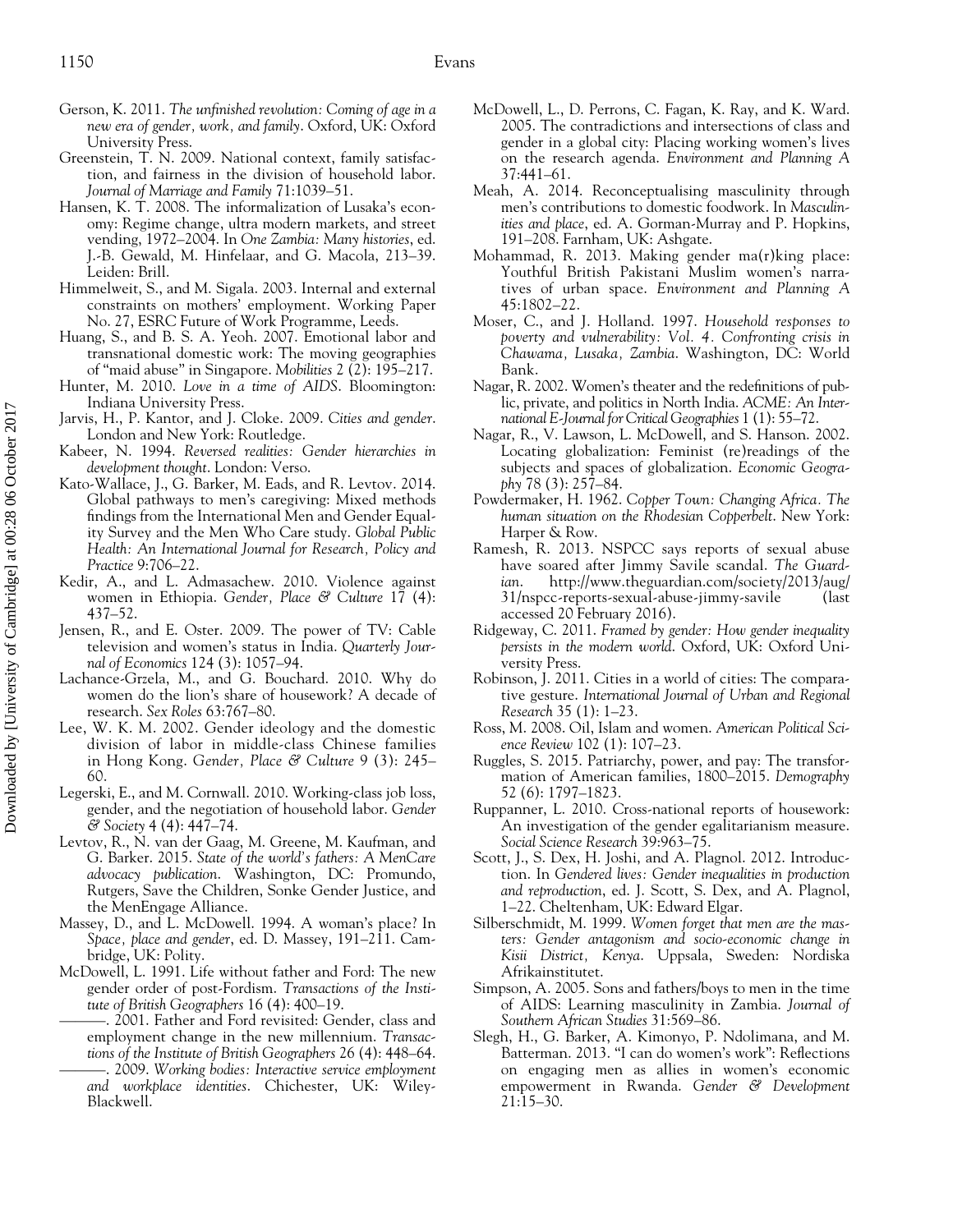Gerson, K. 2011. *The unfinished revolution: Coming of age in a new era of gender, work, and family*. Oxford, UK: Oxford University Press.

Greenstein, T. N. 2009. National context, family satisfaction, and fairness in the division of household labor. *Journal of Marriage and Family* 71:1039–51.

Hansen, K. T. 2008. The informalization of Lusaka's economy: Regime change, ultra modern markets, and street vending, 1972–2004. In *One Zambia: Many histories*, ed. J.-B. Gewald, M. Hinfelaar, and G. Macola, 213–39. Leiden: Brill.

Himmelweit, S., and M. Sigala. 2003. Internal and external constraints on mothers' employment. Working Paper No. 27, ESRC Future of Work Programme, Leeds.

Huang, S., and B. S. A. Yeoh. 2007. Emotional labor and transnational domestic work: The moving geographies of "maid abuse" in Singapore. *Mobilities* 2 (2): 195–217.

Hunter, M. 2010. *Love in a time of AIDS*. Bloomington: Indiana University Press.

Jarvis, H., P. Kantor, and J. Cloke. 2009. *Cities and gender*. London and New York: Routledge.

Kabeer, N. 1994. *Reversed realities: Gender hierarchies in development thought*. London: Verso.

Kato-Wallace, J., G. Barker, M. Eads, and R. Levtov. 2014. Global pathways to men's caregiving: Mixed methods findings from the International Men and Gender Equality Survey and the Men Who Care study. *Global Public Health: An International Journal for Research, Policy and Practice* 9:706–22.

Kedir, A., and L. Admasachew. 2010. Violence against women in Ethiopia. *Gender, Place & Culture* 17 (4): 437–52.

Jensen, R., and E. Oster. 2009. The power of TV: Cable television and women's status in India. *Quarterly Journal of Economics* 124 (3): 1057–94.

Lachance-Grzela, M., and G. Bouchard. 2010. Why do women do the lion's share of housework? A decade of research. *Sex Roles* 63:767–80.

Lee, W. K. M. 2002. Gender ideology and the domestic division of labor in middle-class Chinese families in Hong Kong. *Gender, Place & Culture* 9 (3): 245–60.

Legerski, E., and M. Cornwall. 2010. Working-class job loss, gender, and the negotiation of household labor. *Gender & Society* 4 (4): 447–74.

Levtov, R., N. van der Gaag, M. Greene, M. Kaufman, and G. Barker. 2015. *State of the world's fathers: A MenCare advocacy publication*. Washington, DC: Promundo, Rutgers, Save the Children, Sonke Gender Justice, and the MenEngage Alliance.

Massey, D., and L. McDowell. 1994. A woman's place? In *Space, place and gender*, ed. D. Massey, 191–211. Cambridge, UK: Polity.

McDowell, L. 1991. Life without father and Ford: The new gender order of post-Fordism. *Transactions of the Institute of British Geographers* 16 (4): 400–19.

———. 2001. Father and Ford revisited: Gender, class and employment change in the new millennium. *Transactions of the Institute of British Geographers* 26 (4): 448–64.

———. 2009. *Working bodies: Interactive service employment and workplace identities*. Chichester, UK: Wiley-Blackwell.

McDowell, L., D. Perrons, C. Fagan, K. Ray, and K. Ward. 2005. The contradictions and intersections of class and gender in a global city: Placing working women's lives on the research agenda. *Environment and Planning A* 37:441–61.

Meah, A. 2014. Reconceptualising masculinity through men's contributions to domestic foodwork. In *Masculinities and place*, ed. A. Gorman-Murray and P. Hopkins, 191–208. Farnham, UK: Ashgate.

Mohammad, R. 2013. Making gender ma(r)king place: Youthful British Pakistani Muslim women's narratives of urban space. *Environment and Planning A* 45:1802–22.

Moser, C., and J. Holland. 1997. *Household responses to poverty and vulnerability: Vol. 4. Confronting crisis in Chawama, Lusaka, Zambia*. Washington, DC: World Bank.

Nagar, R. 2002. Women's theater and the redefinitions of public, private, and politics in North India. *ACME: An International E-Journal for Critical Geographies* 1 (1): 55–72.

Nagar, R., V. Lawson, L. McDowell, and S. Hanson. 2002. Locating globalization: Feminist (re)readings of the subjects and spaces of globalization. *Economic Geography* 78 (3): 257–84.

Powdermaker, H. 1962. *Copper Town: Changing Africa. The human situation on the Rhodesian Copperbelt*. New York: Harper & Row.

Ramesh, R. 2013. NSPCC says reports of sexual abuse have soared after Jimmy Savile scandal. *The Guardian*. http://www.theguardian.com/society/2013/aug/31/nspcc-reports-sexual-abuse-jimmy-savile (last accessed 20 February 2016).

Ridgeway, C. 2011. *Framed by gender: How gender inequality persists in the modern world*. Oxford, UK: Oxford University Press.

Robinson, J. 2011. Cities in a world of cities: The comparative gesture. *International Journal of Urban and Regional Research* 35 (1): 1–23.

Ross, M. 2008. Oil, Islam and women. *American Political Science Review* 102 (1): 107–23.

Ruggles, S. 2015. Patriarchy, power, and pay: The transformation of American families, 1800–2015. *Demography* 52 (6): 1797–1823.

Ruppanner, L. 2010. Cross-national reports of housework: An investigation of the gender egalitarianism measure. *Social Science Research* 39:963–75.

Scott, J., S. Dex, H. Joshi, and A. Plagnol. 2012. Introduction. In *Gendered lives: Gender inequalities in production and reproduction*, ed. J. Scott, S. Dex, and A. Plagnol, 1–22. Cheltenham, UK: Edward Elgar.

Silberschmidt, M. 1999. *Women forget that men are the masters: Gender antagonism and socio-economic change in Kisii District, Kenya*. Uppsala, Sweden: Nordiska Afrikainstitutet.

Simpson, A. 2005. Sons and fathers/boys to men in the time of AIDS: Learning masculinity in Zambia. *Journal of Southern African Studies* 31:569–86.

Slegh, H., G. Barker, A. Kimonyo, P. Ndolimana, and M. Batterman. 2013. "I can do women's work": Reflections on engaging men as allies in women's economic empowerment in Rwanda. *Gender & Development* 21:15–30.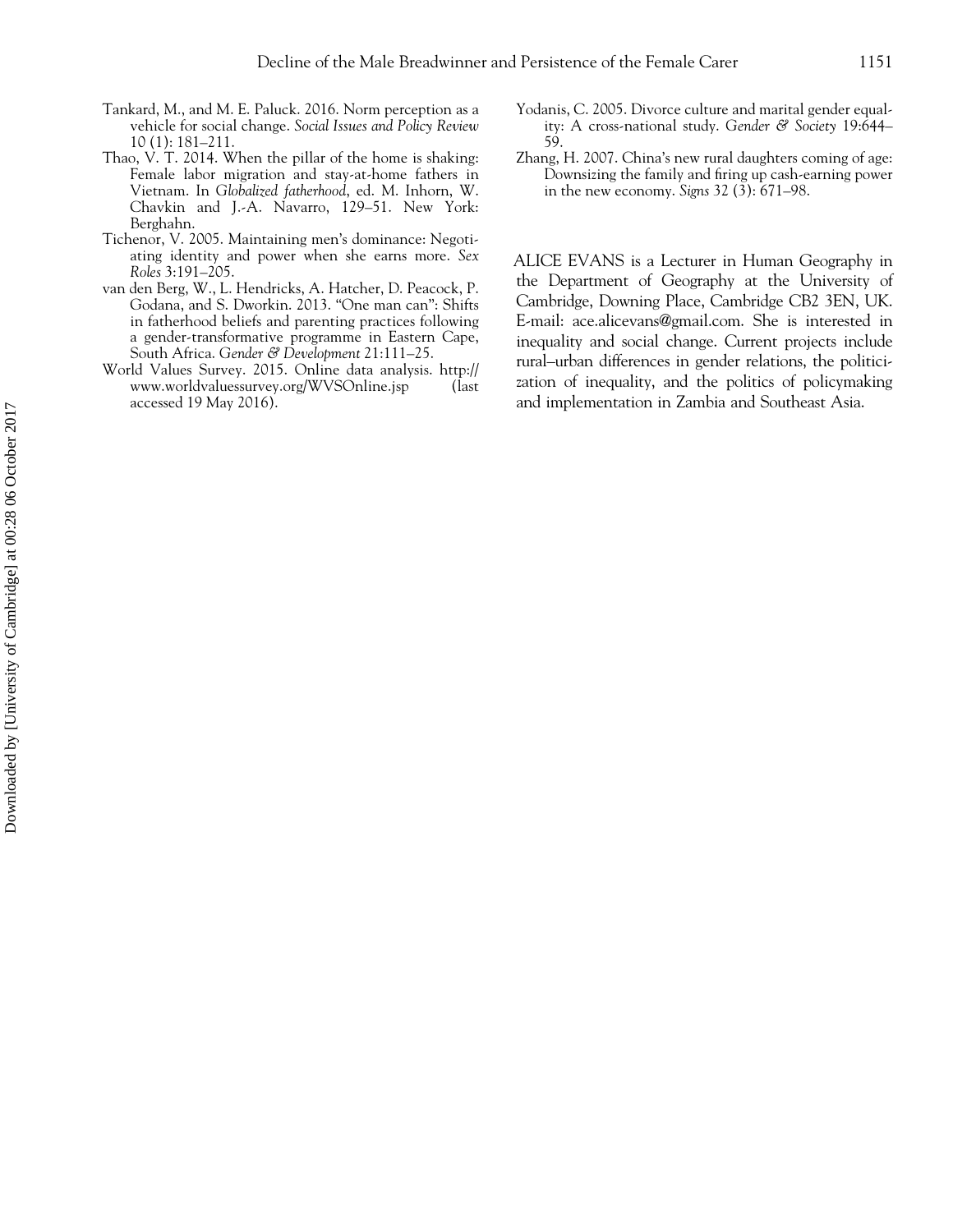Tankard, M., and M. E. Paluck. 2016. Norm perception as a vehicle for social change. *Social Issues and Policy Review* 10 (1): 181–211.

Thao, V. T. 2014. When the pillar of the home is shaking: Female labor migration and stay-at-home fathers in Vietnam. In *Globalized fatherhood*, ed. M. Inhorn, W. Chavkin and J.-A. Navarro, 129–51. New York: Berghahn.

Tichenor, V. 2005. Maintaining men's dominance: Negotiating identity and power when she earns more. *Sex Roles* 3:191–205.

van den Berg, W., L. Hendricks, A. Hatcher, D. Peacock, P. Godana, and S. Dworkin. 2013. "One man can": Shifts in fatherhood beliefs and parenting practices following a gender-transformative programme in Eastern Cape, South Africa. *Gender & Development* 21:111–25.

World Values Survey. 2015. Online data analysis. http://www.worldvaluessurvey.org/WVSOnline.jsp (last accessed 19 May 2016).

Yodanis, C. 2005. Divorce culture and marital gender equality: A cross-national study. *Gender & Society* 19:644–59.

Zhang, H. 2007. China's new rural daughters coming of age: Downsizing the family and firing up cash-earning power in the new economy. *Signs* 32 (3): 671–98.

ALICE EVANS is a Lecturer in Human Geography in the Department of Geography at the University of Cambridge, Downing Place, Cambridge CB2 3EN, UK. E-mail: ace.alicevans@gmail.com. She is interested in inequality and social change. Current projects include rural–urban differences in gender relations, the politicization of inequality, and the politics of policymaking and implementation in Zambia and Southeast Asia.